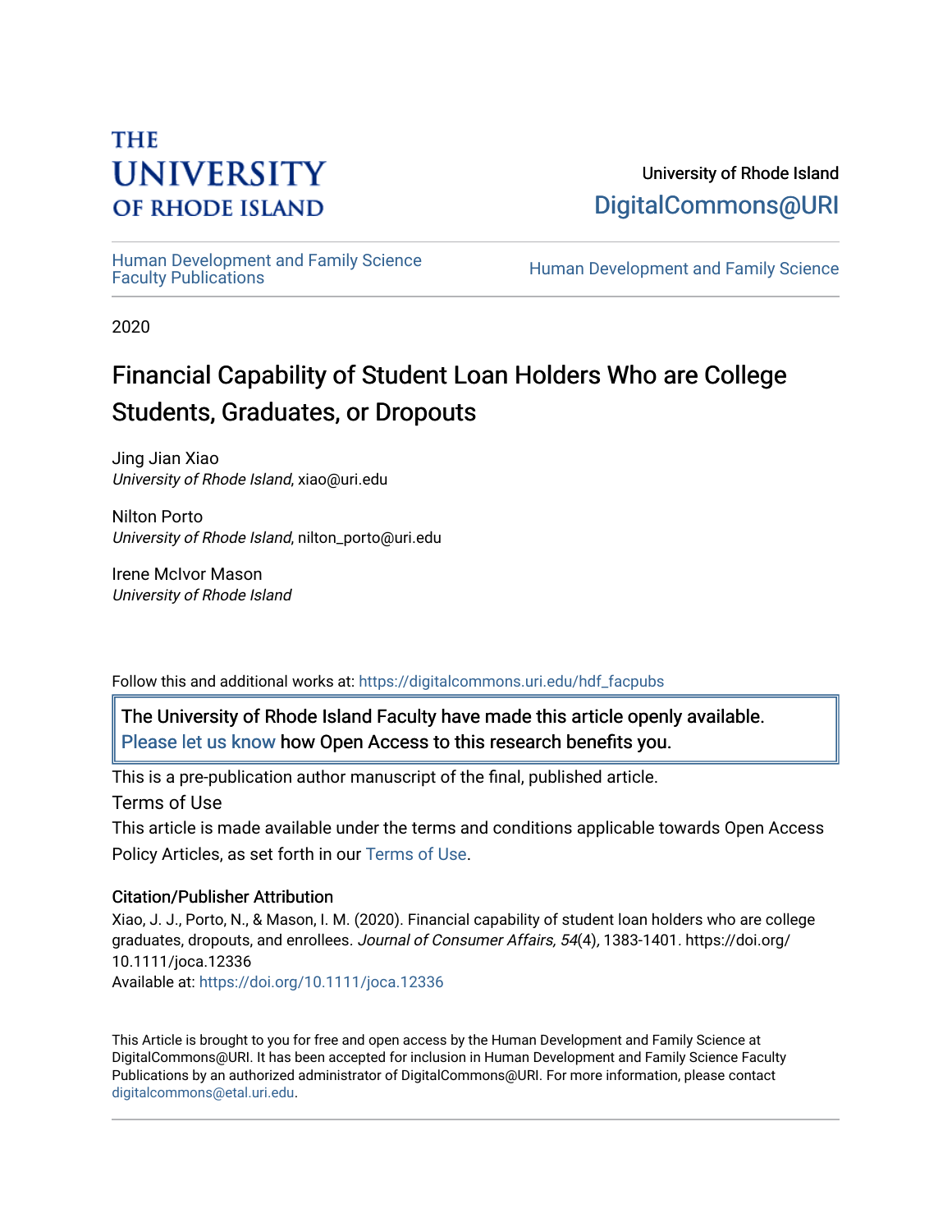THE UNIVERSITY OF RHODE ISLAND

University of Rhode Island
DigitalCommons@URI

Human Development and Family Science Faculty Publications

Human Development and Family Science

2020

# Financial Capability of Student Loan Holders Who are College Students, Graduates, or Dropouts

Jing Jian Xiao
*University of Rhode Island*, xiao@uri.edu

Nilton Porto
*University of Rhode Island*, nilton_porto@uri.edu

Irene McIvor Mason
*University of Rhode Island*

Follow this and additional works at: https://digitalcommons.uri.edu/hdf_facpubs

The University of Rhode Island Faculty have made this article openly available. Please let us know how Open Access to this research benefits you.

This is a pre-publication author manuscript of the final, published article.

Terms of Use

This article is made available under the terms and conditions applicable towards Open Access Policy Articles, as set forth in our Terms of Use.

### Citation/Publisher Attribution

Xiao, J. J., Porto, N., & Mason, I. M. (2020). Financial capability of student loan holders who are college graduates, dropouts, and enrollees. *Journal of Consumer Affairs, 54*(4), 1383-1401. https://doi.org/10.1111/joca.12336

Available at: https://doi.org/10.1111/joca.12336

This Article is brought to you for free and open access by the Human Development and Family Science at DigitalCommons@URI. It has been accepted for inclusion in Human Development and Family Science Faculty Publications by an authorized administrator of DigitalCommons@URI. For more information, please contact digitalcommons@etal.uri.edu.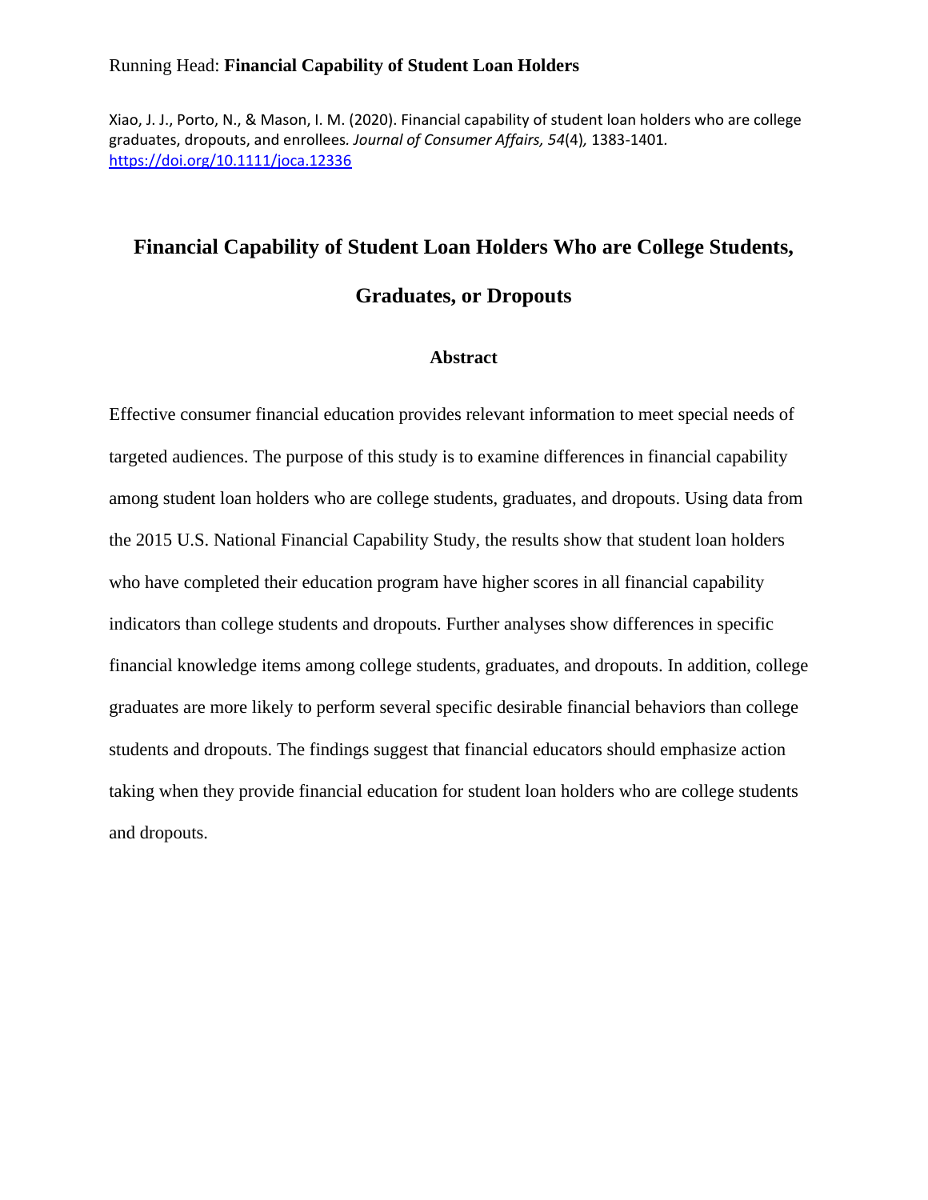Xiao, J. J., Porto, N., & Mason, I. M. (2020). Financial capability of student loan holders who are college graduates, dropouts, and enrollees. *Journal of Consumer Affairs, 54*(4), 1383-1401. https://doi.org/10.1111/joca.12336

# Financial Capability of Student Loan Holders Who are College Students, Graduates, or Dropouts

## Abstract

Effective consumer financial education provides relevant information to meet special needs of targeted audiences. The purpose of this study is to examine differences in financial capability among student loan holders who are college students, graduates, and dropouts. Using data from the 2015 U.S. National Financial Capability Study, the results show that student loan holders who have completed their education program have higher scores in all financial capability indicators than college students and dropouts. Further analyses show differences in specific financial knowledge items among college students, graduates, and dropouts. In addition, college graduates are more likely to perform several specific desirable financial behaviors than college students and dropouts. The findings suggest that financial educators should emphasize action taking when they provide financial education for student loan holders who are college students and dropouts.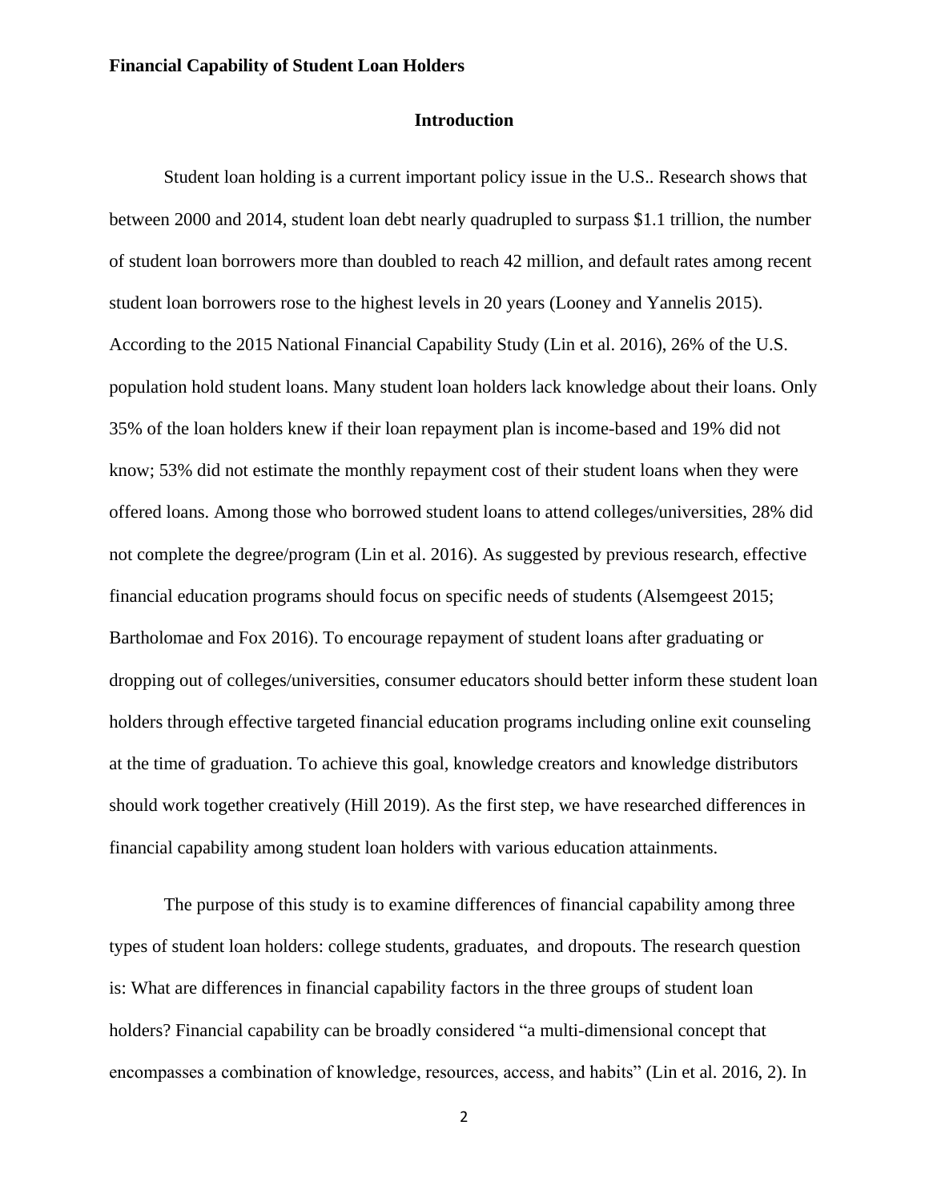**Financial Capability of Student Loan Holders**

## Introduction

Student loan holding is a current important policy issue in the U.S.. Research shows that between 2000 and 2014, student loan debt nearly quadrupled to surpass $1.1 trillion, the number of student loan borrowers more than doubled to reach 42 million, and default rates among recent student loan borrowers rose to the highest levels in 20 years (Looney and Yannelis 2015). According to the 2015 National Financial Capability Study (Lin et al. 2016), 26% of the U.S. population hold student loans. Many student loan holders lack knowledge about their loans. Only 35% of the loan holders knew if their loan repayment plan is income-based and 19% did not know; 53% did not estimate the monthly repayment cost of their student loans when they were offered loans. Among those who borrowed student loans to attend colleges/universities, 28% did not complete the degree/program (Lin et al. 2016). As suggested by previous research, effective financial education programs should focus on specific needs of students (Alsemgeest 2015; Bartholomae and Fox 2016). To encourage repayment of student loans after graduating or dropping out of colleges/universities, consumer educators should better inform these student loan holders through effective targeted financial education programs including online exit counseling at the time of graduation. To achieve this goal, knowledge creators and knowledge distributors should work together creatively (Hill 2019). As the first step, we have researched differences in financial capability among student loan holders with various education attainments.

The purpose of this study is to examine differences of financial capability among three types of student loan holders: college students, graduates, and dropouts. The research question is: What are differences in financial capability factors in the three groups of student loan holders? Financial capability can be broadly considered "a multi-dimensional concept that encompasses a combination of knowledge, resources, access, and habits" (Lin et al. 2016, 2). In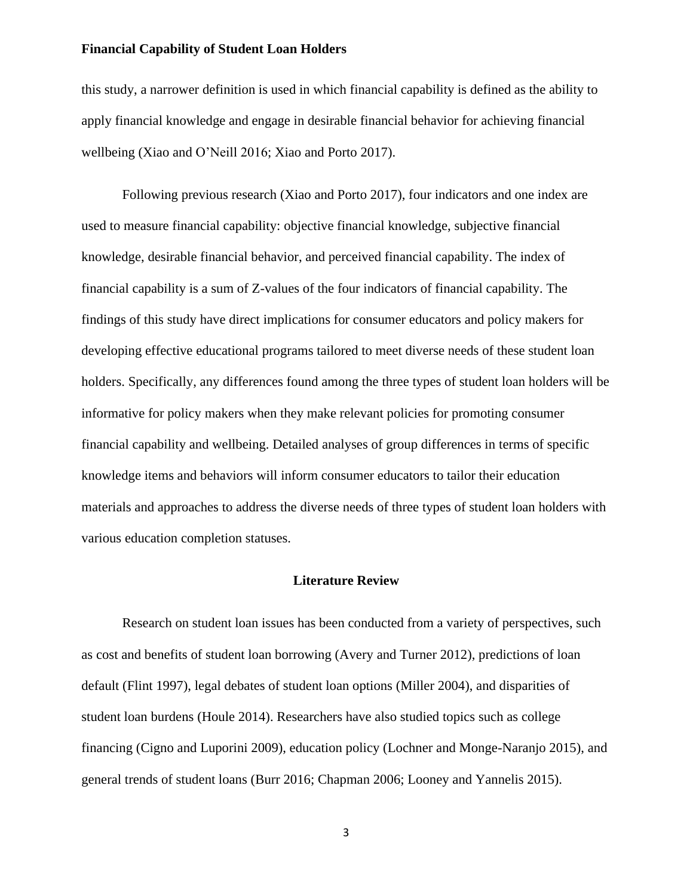this study, a narrower definition is used in which financial capability is defined as the ability to apply financial knowledge and engage in desirable financial behavior for achieving financial wellbeing (Xiao and O'Neill 2016; Xiao and Porto 2017).

Following previous research (Xiao and Porto 2017), four indicators and one index are used to measure financial capability: objective financial knowledge, subjective financial knowledge, desirable financial behavior, and perceived financial capability. The index of financial capability is a sum of Z-values of the four indicators of financial capability. The findings of this study have direct implications for consumer educators and policy makers for developing effective educational programs tailored to meet diverse needs of these student loan holders. Specifically, any differences found among the three types of student loan holders will be informative for policy makers when they make relevant policies for promoting consumer financial capability and wellbeing. Detailed analyses of group differences in terms of specific knowledge items and behaviors will inform consumer educators to tailor their education materials and approaches to address the diverse needs of three types of student loan holders with various education completion statuses.

## Literature Review

Research on student loan issues has been conducted from a variety of perspectives, such as cost and benefits of student loan borrowing (Avery and Turner 2012), predictions of loan default (Flint 1997), legal debates of student loan options (Miller 2004), and disparities of student loan burdens (Houle 2014). Researchers have also studied topics such as college financing (Cigno and Luporini 2009), education policy (Lochner and Monge-Naranjo 2015), and general trends of student loans (Burr 2016; Chapman 2006; Looney and Yannelis 2015).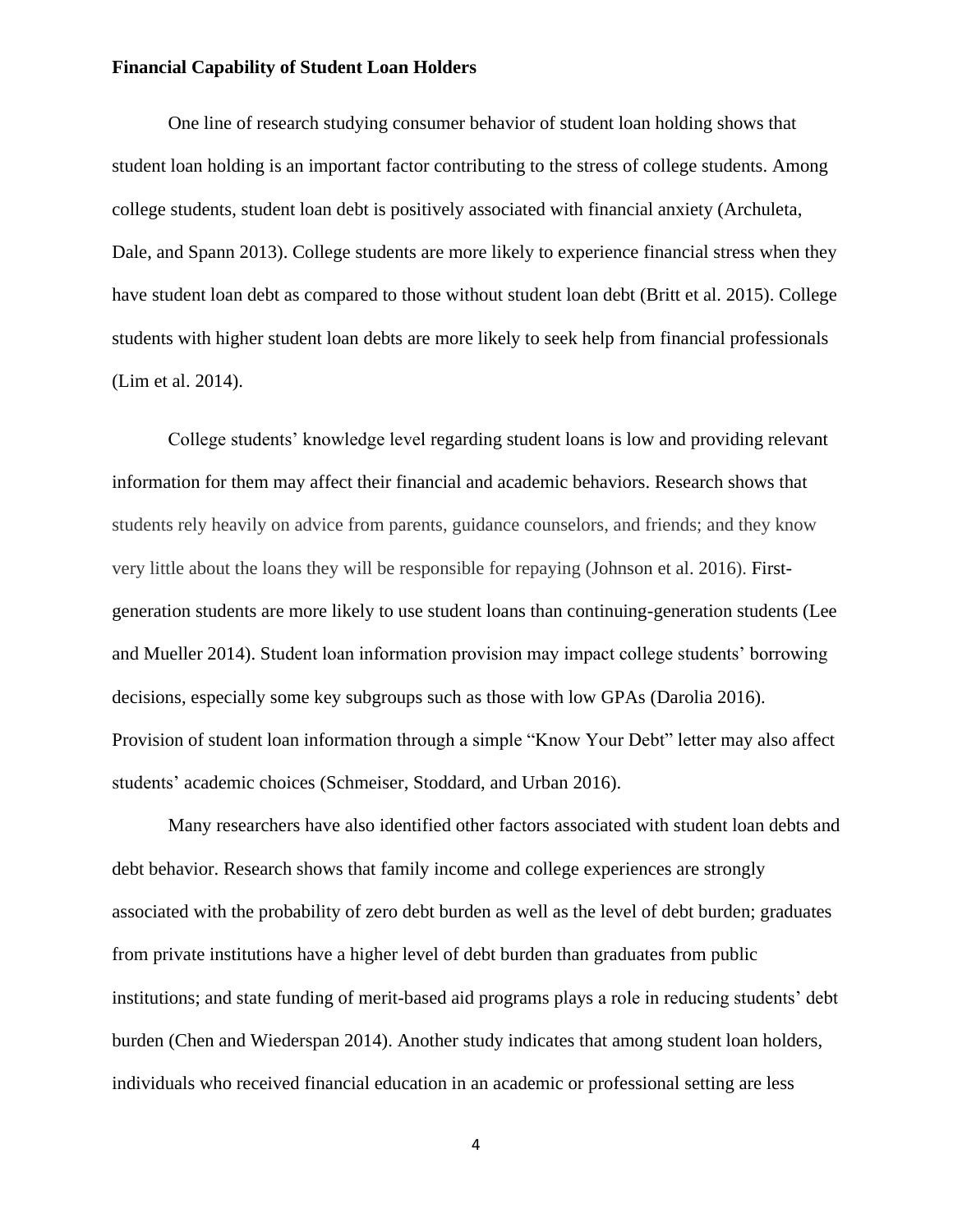**Financial Capability of Student Loan Holders**

One line of research studying consumer behavior of student loan holding shows that student loan holding is an important factor contributing to the stress of college students. Among college students, student loan debt is positively associated with financial anxiety (Archuleta, Dale, and Spann 2013). College students are more likely to experience financial stress when they have student loan debt as compared to those without student loan debt (Britt et al. 2015). College students with higher student loan debts are more likely to seek help from financial professionals (Lim et al. 2014).

College students' knowledge level regarding student loans is low and providing relevant information for them may affect their financial and academic behaviors. Research shows that students rely heavily on advice from parents, guidance counselors, and friends; and they know very little about the loans they will be responsible for repaying (Johnson et al. 2016). First-generation students are more likely to use student loans than continuing-generation students (Lee and Mueller 2014). Student loan information provision may impact college students' borrowing decisions, especially some key subgroups such as those with low GPAs (Darolia 2016). Provision of student loan information through a simple "Know Your Debt" letter may also affect students' academic choices (Schmeiser, Stoddard, and Urban 2016).

Many researchers have also identified other factors associated with student loan debts and debt behavior. Research shows that family income and college experiences are strongly associated with the probability of zero debt burden as well as the level of debt burden; graduates from private institutions have a higher level of debt burden than graduates from public institutions; and state funding of merit-based aid programs plays a role in reducing students' debt burden (Chen and Wiederspan 2014). Another study indicates that among student loan holders, individuals who received financial education in an academic or professional setting are less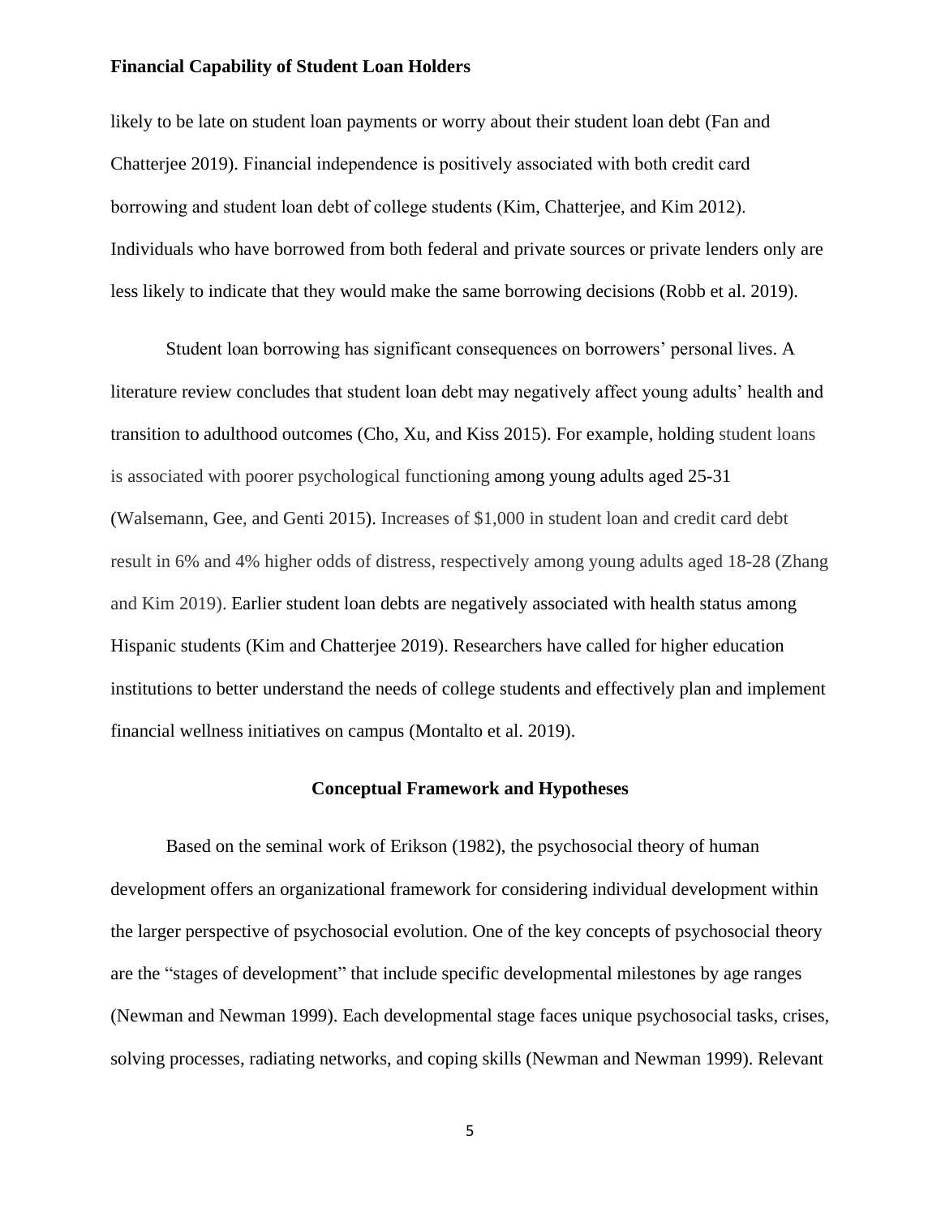likely to be late on student loan payments or worry about their student loan debt (Fan and Chatterjee 2019). Financial independence is positively associated with both credit card borrowing and student loan debt of college students (Kim, Chatterjee, and Kim 2012). Individuals who have borrowed from both federal and private sources or private lenders only are less likely to indicate that they would make the same borrowing decisions (Robb et al. 2019).

Student loan borrowing has significant consequences on borrowers' personal lives. A literature review concludes that student loan debt may negatively affect young adults' health and transition to adulthood outcomes (Cho, Xu, and Kiss 2015). For example, holding student loans is associated with poorer psychological functioning among young adults aged 25-31 (Walsemann, Gee, and Genti 2015). Increases of $1,000 in student loan and credit card debt result in 6% and 4% higher odds of distress, respectively among young adults aged 18-28 (Zhang and Kim 2019). Earlier student loan debts are negatively associated with health status among Hispanic students (Kim and Chatterjee 2019). Researchers have called for higher education institutions to better understand the needs of college students and effectively plan and implement financial wellness initiatives on campus (Montalto et al. 2019).

## Conceptual Framework and Hypotheses

Based on the seminal work of Erikson (1982), the psychosocial theory of human development offers an organizational framework for considering individual development within the larger perspective of psychosocial evolution. One of the key concepts of psychosocial theory are the "stages of development" that include specific developmental milestones by age ranges (Newman and Newman 1999). Each developmental stage faces unique psychosocial tasks, crises, solving processes, radiating networks, and coping skills (Newman and Newman 1999). Relevant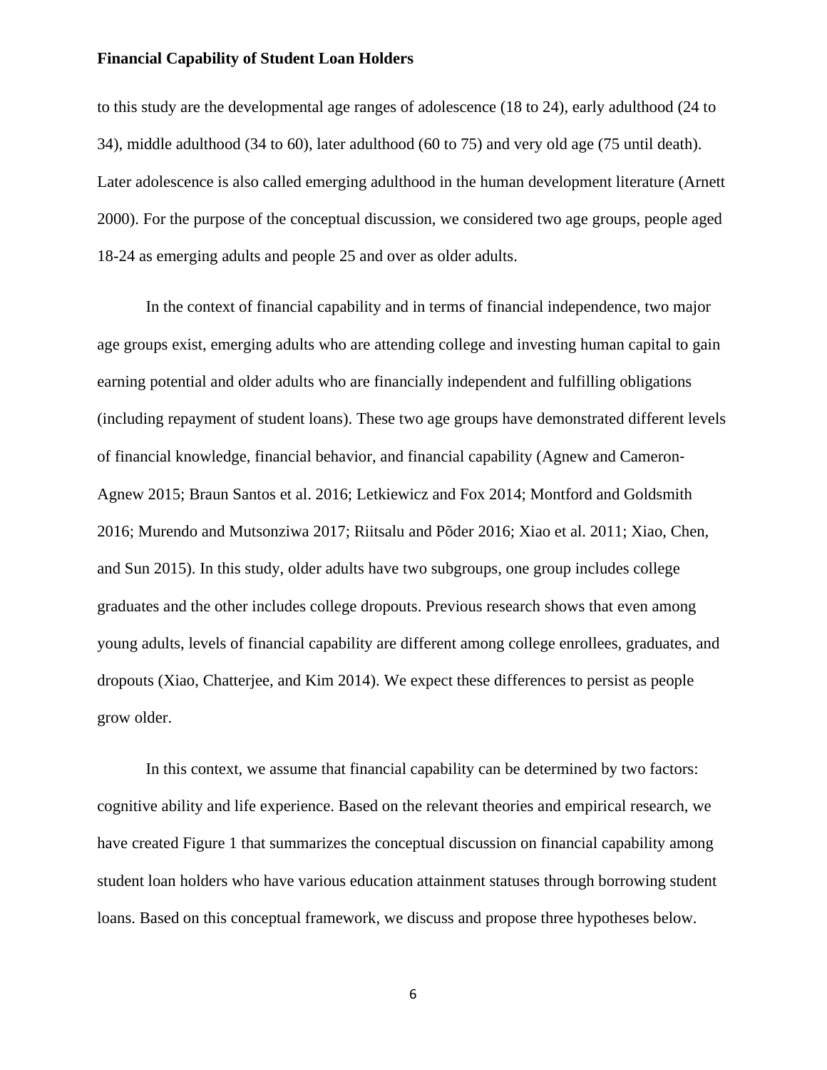to this study are the developmental age ranges of adolescence (18 to 24), early adulthood (24 to 34), middle adulthood (34 to 60), later adulthood (60 to 75) and very old age (75 until death). Later adolescence is also called emerging adulthood in the human development literature (Arnett 2000). For the purpose of the conceptual discussion, we considered two age groups, people aged 18-24 as emerging adults and people 25 and over as older adults.

In the context of financial capability and in terms of financial independence, two major age groups exist, emerging adults who are attending college and investing human capital to gain earning potential and older adults who are financially independent and fulfilling obligations (including repayment of student loans). These two age groups have demonstrated different levels of financial knowledge, financial behavior, and financial capability (Agnew and Cameron-Agnew 2015; Braun Santos et al. 2016; Letkiewicz and Fox 2014; Montford and Goldsmith 2016; Murendo and Mutsonziwa 2017; Riitsalu and Põder 2016; Xiao et al. 2011; Xiao, Chen, and Sun 2015). In this study, older adults have two subgroups, one group includes college graduates and the other includes college dropouts. Previous research shows that even among young adults, levels of financial capability are different among college enrollees, graduates, and dropouts (Xiao, Chatterjee, and Kim 2014). We expect these differences to persist as people grow older.

In this context, we assume that financial capability can be determined by two factors: cognitive ability and life experience. Based on the relevant theories and empirical research, we have created Figure 1 that summarizes the conceptual discussion on financial capability among student loan holders who have various education attainment statuses through borrowing student loans. Based on this conceptual framework, we discuss and propose three hypotheses below.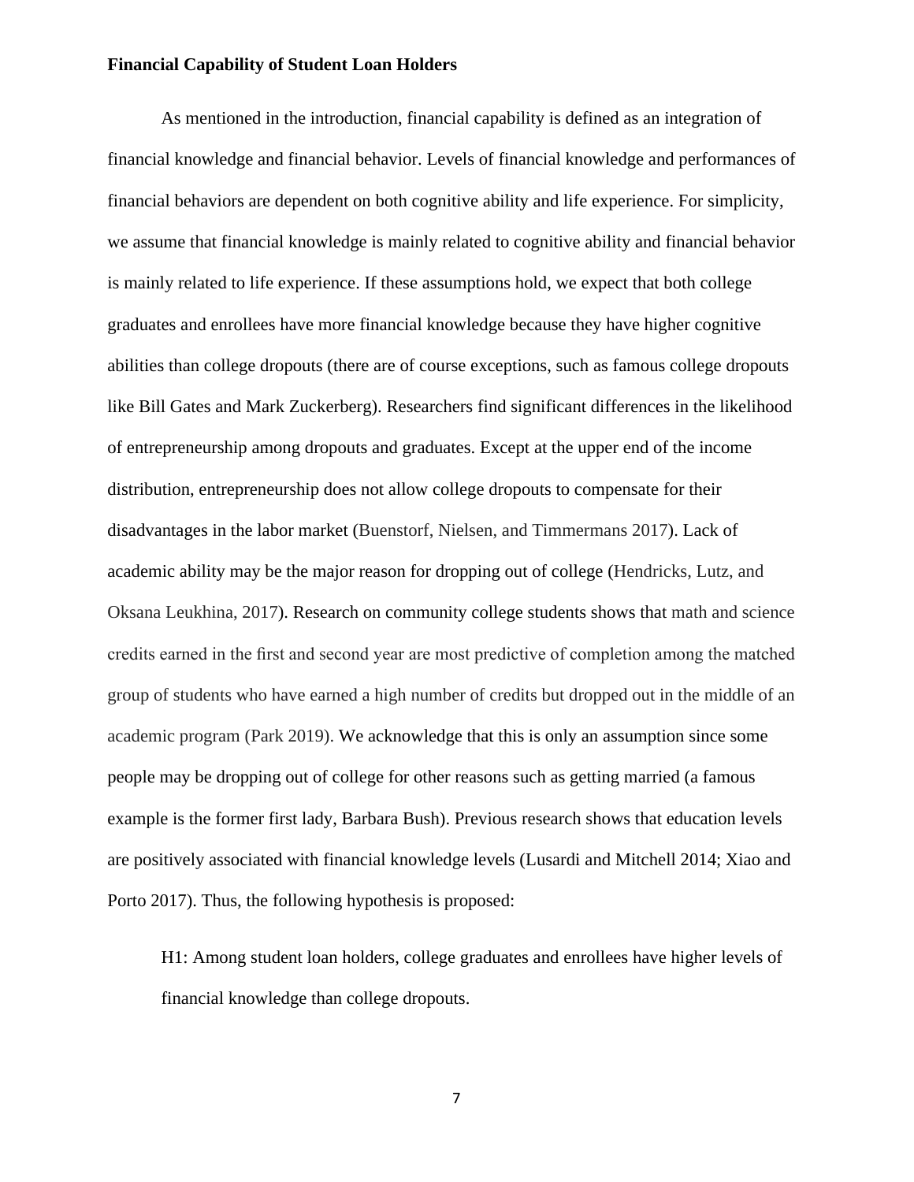**Financial Capability of Student Loan Holders**

As mentioned in the introduction, financial capability is defined as an integration of financial knowledge and financial behavior. Levels of financial knowledge and performances of financial behaviors are dependent on both cognitive ability and life experience. For simplicity, we assume that financial knowledge is mainly related to cognitive ability and financial behavior is mainly related to life experience. If these assumptions hold, we expect that both college graduates and enrollees have more financial knowledge because they have higher cognitive abilities than college dropouts (there are of course exceptions, such as famous college dropouts like Bill Gates and Mark Zuckerberg). Researchers find significant differences in the likelihood of entrepreneurship among dropouts and graduates. Except at the upper end of the income distribution, entrepreneurship does not allow college dropouts to compensate for their disadvantages in the labor market (Buenstorf, Nielsen, and Timmermans 2017). Lack of academic ability may be the major reason for dropping out of college (Hendricks, Lutz, and Oksana Leukhina, 2017). Research on community college students shows that math and science credits earned in the first and second year are most predictive of completion among the matched group of students who have earned a high number of credits but dropped out in the middle of an academic program (Park 2019). We acknowledge that this is only an assumption since some people may be dropping out of college for other reasons such as getting married (a famous example is the former first lady, Barbara Bush). Previous research shows that education levels are positively associated with financial knowledge levels (Lusardi and Mitchell 2014; Xiao and Porto 2017). Thus, the following hypothesis is proposed:

> H1: Among student loan holders, college graduates and enrollees have higher levels of financial knowledge than college dropouts.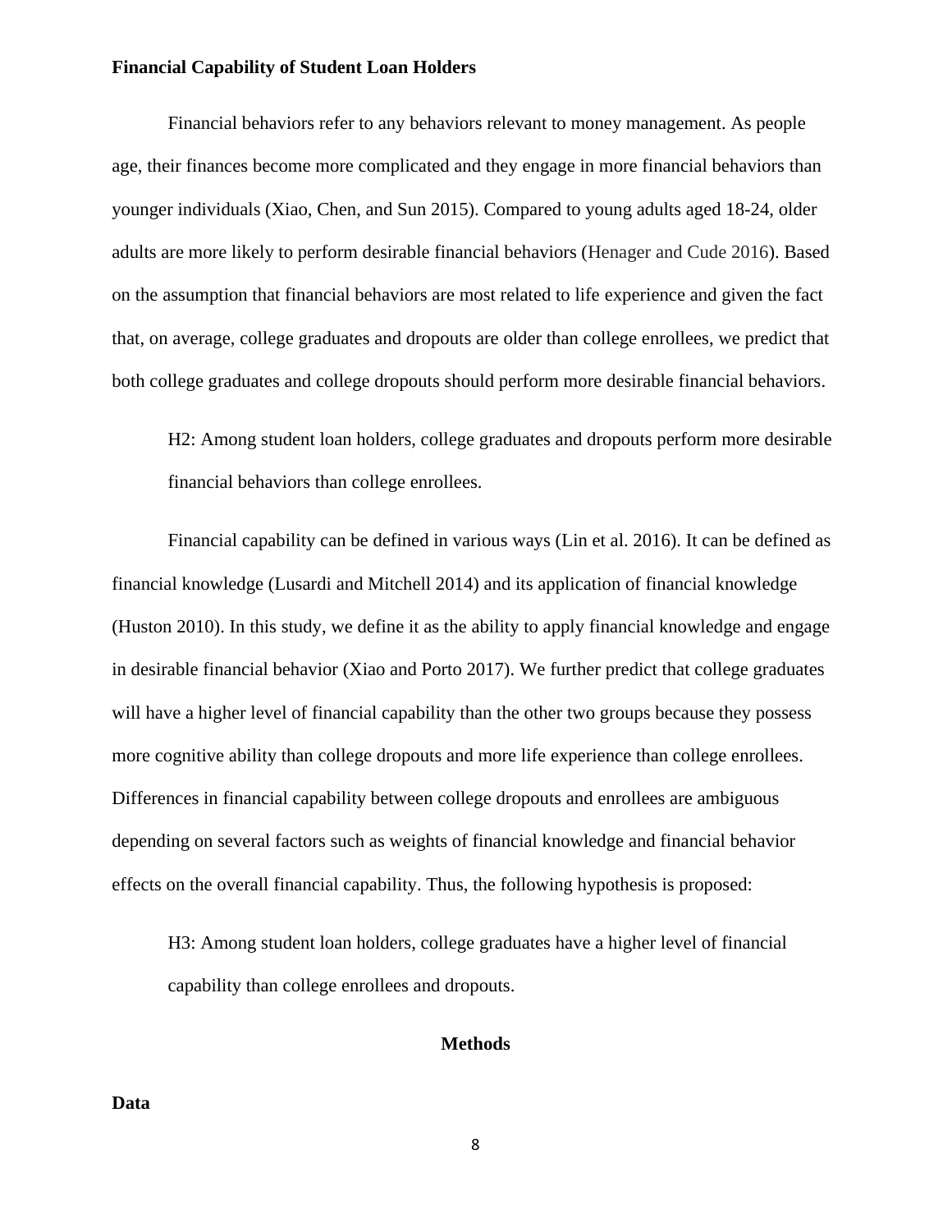### Financial Capability of Student Loan Holders

Financial behaviors refer to any behaviors relevant to money management. As people age, their finances become more complicated and they engage in more financial behaviors than younger individuals (Xiao, Chen, and Sun 2015). Compared to young adults aged 18-24, older adults are more likely to perform desirable financial behaviors (Henager and Cude 2016). Based on the assumption that financial behaviors are most related to life experience and given the fact that, on average, college graduates and dropouts are older than college enrollees, we predict that both college graduates and college dropouts should perform more desirable financial behaviors.

> H2: Among student loan holders, college graduates and dropouts perform more desirable financial behaviors than college enrollees.

Financial capability can be defined in various ways (Lin et al. 2016). It can be defined as financial knowledge (Lusardi and Mitchell 2014) and its application of financial knowledge (Huston 2010). In this study, we define it as the ability to apply financial knowledge and engage in desirable financial behavior (Xiao and Porto 2017). We further predict that college graduates will have a higher level of financial capability than the other two groups because they possess more cognitive ability than college dropouts and more life experience than college enrollees. Differences in financial capability between college dropouts and enrollees are ambiguous depending on several factors such as weights of financial knowledge and financial behavior effects on the overall financial capability. Thus, the following hypothesis is proposed:

> H3: Among student loan holders, college graduates have a higher level of financial capability than college enrollees and dropouts.

## Methods

### Data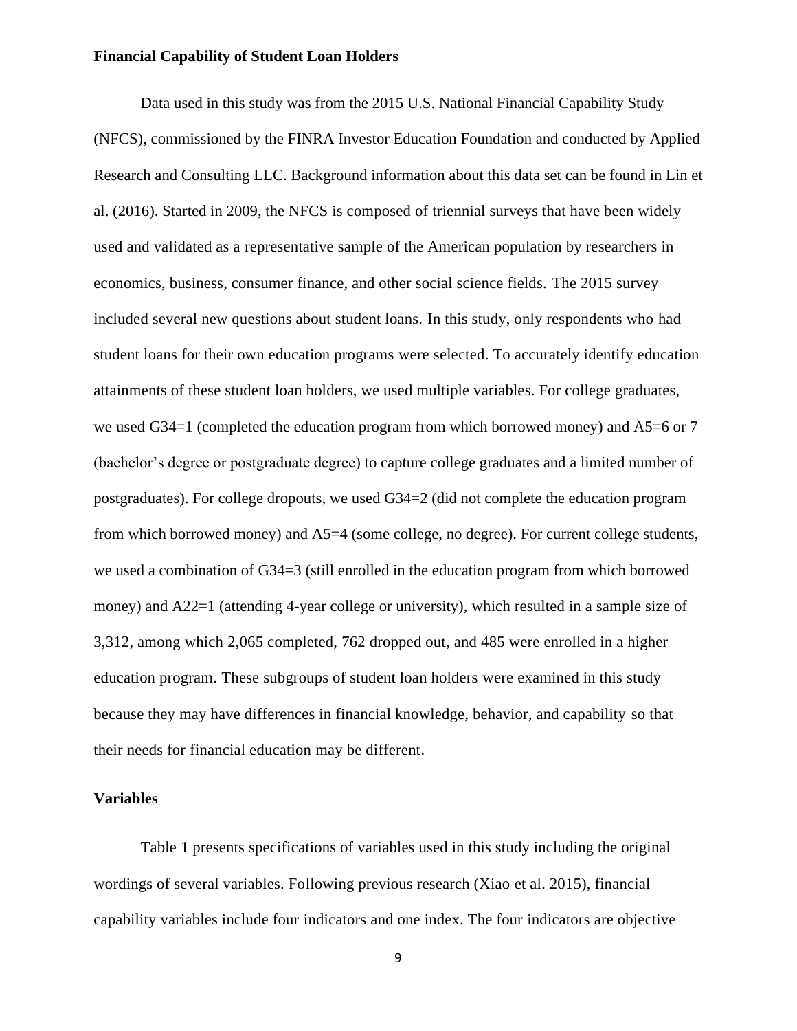**Financial Capability of Student Loan Holders**

Data used in this study was from the 2015 U.S. National Financial Capability Study (NFCS), commissioned by the FINRA Investor Education Foundation and conducted by Applied Research and Consulting LLC. Background information about this data set can be found in Lin et al. (2016). Started in 2009, the NFCS is composed of triennial surveys that have been widely used and validated as a representative sample of the American population by researchers in economics, business, consumer finance, and other social science fields. The 2015 survey included several new questions about student loans. In this study, only respondents who had student loans for their own education programs were selected. To accurately identify education attainments of these student loan holders, we used multiple variables. For college graduates, we used G34=1 (completed the education program from which borrowed money) and A5=6 or 7 (bachelor's degree or postgraduate degree) to capture college graduates and a limited number of postgraduates). For college dropouts, we used G34=2 (did not complete the education program from which borrowed money) and A5=4 (some college, no degree). For current college students, we used a combination of G34=3 (still enrolled in the education program from which borrowed money) and A22=1 (attending 4-year college or university), which resulted in a sample size of 3,312, among which 2,065 completed, 762 dropped out, and 485 were enrolled in a higher education program. These subgroups of student loan holders were examined in this study because they may have differences in financial knowledge, behavior, and capability so that their needs for financial education may be different.

**Variables**

Table 1 presents specifications of variables used in this study including the original wordings of several variables. Following previous research (Xiao et al. 2015), financial capability variables include four indicators and one index. The four indicators are objective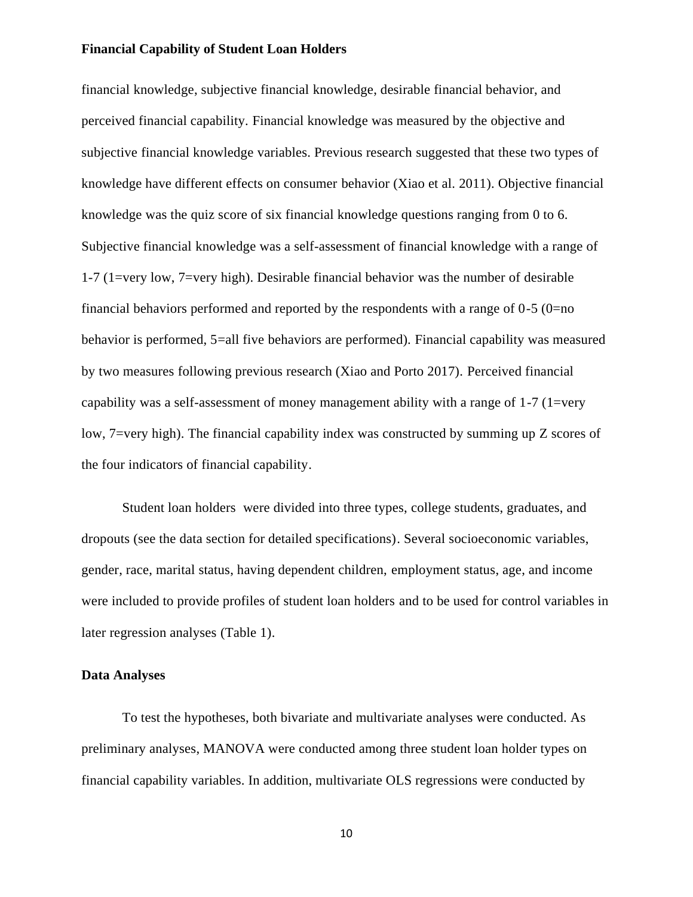financial knowledge, subjective financial knowledge, desirable financial behavior, and perceived financial capability. Financial knowledge was measured by the objective and subjective financial knowledge variables. Previous research suggested that these two types of knowledge have different effects on consumer behavior (Xiao et al. 2011). Objective financial knowledge was the quiz score of six financial knowledge questions ranging from 0 to 6. Subjective financial knowledge was a self-assessment of financial knowledge with a range of 1-7 (1=very low, 7=very high). Desirable financial behavior was the number of desirable financial behaviors performed and reported by the respondents with a range of 0-5 (0=no behavior is performed, 5=all five behaviors are performed). Financial capability was measured by two measures following previous research (Xiao and Porto 2017). Perceived financial capability was a self-assessment of money management ability with a range of 1-7 (1=very low, 7=very high). The financial capability index was constructed by summing up Z scores of the four indicators of financial capability.

Student loan holders were divided into three types, college students, graduates, and dropouts (see the data section for detailed specifications). Several socioeconomic variables, gender, race, marital status, having dependent children, employment status, age, and income were included to provide profiles of student loan holders and to be used for control variables in later regression analyses (Table 1).

**Data Analyses**

To test the hypotheses, both bivariate and multivariate analyses were conducted. As preliminary analyses, MANOVA were conducted among three student loan holder types on financial capability variables. In addition, multivariate OLS regressions were conducted by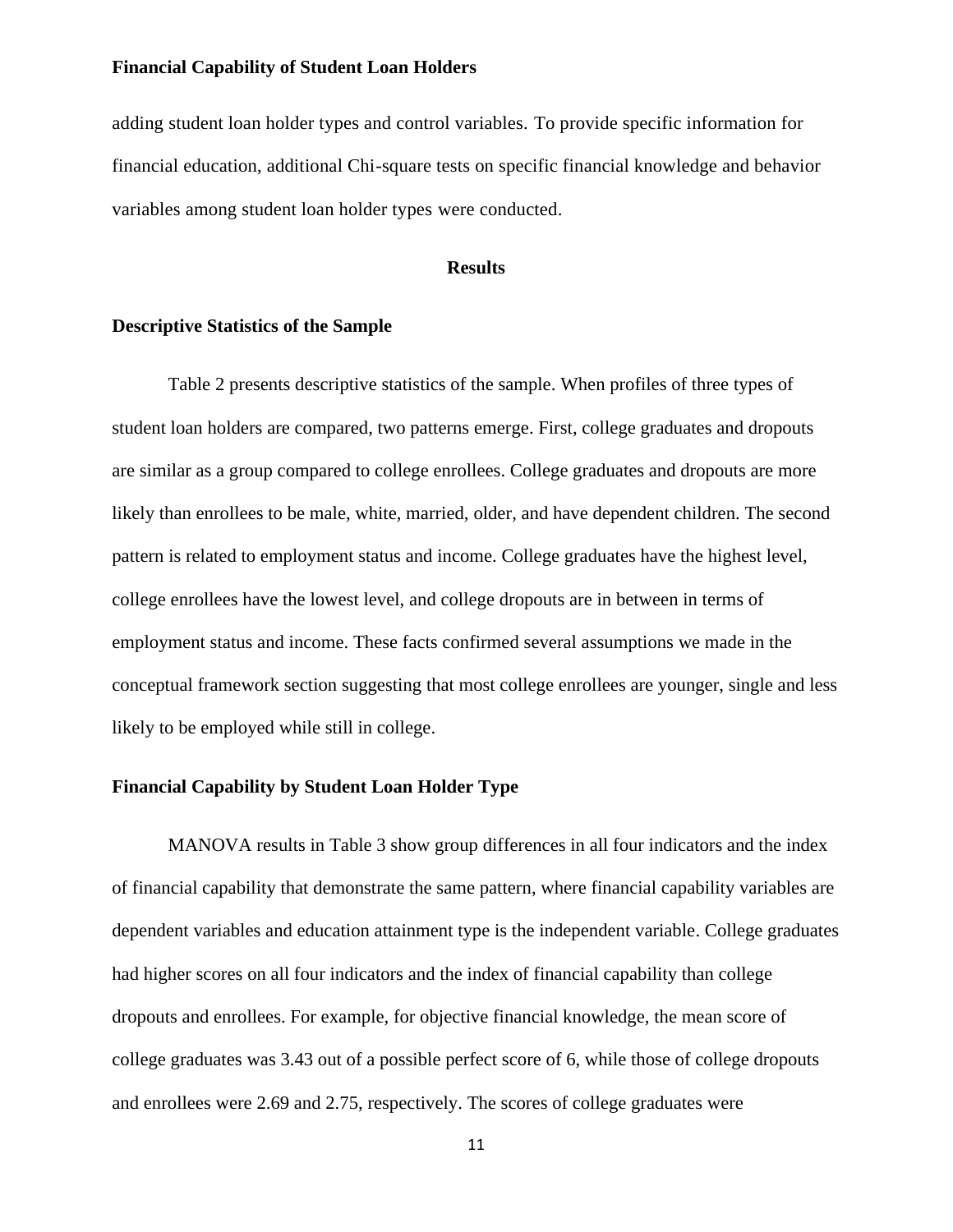adding student loan holder types and control variables. To provide specific information for financial education, additional Chi-square tests on specific financial knowledge and behavior variables among student loan holder types were conducted.

## Results

### Descriptive Statistics of the Sample

Table 2 presents descriptive statistics of the sample. When profiles of three types of student loan holders are compared, two patterns emerge. First, college graduates and dropouts are similar as a group compared to college enrollees. College graduates and dropouts are more likely than enrollees to be male, white, married, older, and have dependent children. The second pattern is related to employment status and income. College graduates have the highest level, college enrollees have the lowest level, and college dropouts are in between in terms of employment status and income. These facts confirmed several assumptions we made in the conceptual framework section suggesting that most college enrollees are younger, single and less likely to be employed while still in college.

### Financial Capability by Student Loan Holder Type

MANOVA results in Table 3 show group differences in all four indicators and the index of financial capability that demonstrate the same pattern, where financial capability variables are dependent variables and education attainment type is the independent variable. College graduates had higher scores on all four indicators and the index of financial capability than college dropouts and enrollees. For example, for objective financial knowledge, the mean score of college graduates was 3.43 out of a possible perfect score of 6, while those of college dropouts and enrollees were 2.69 and 2.75, respectively. The scores of college graduates were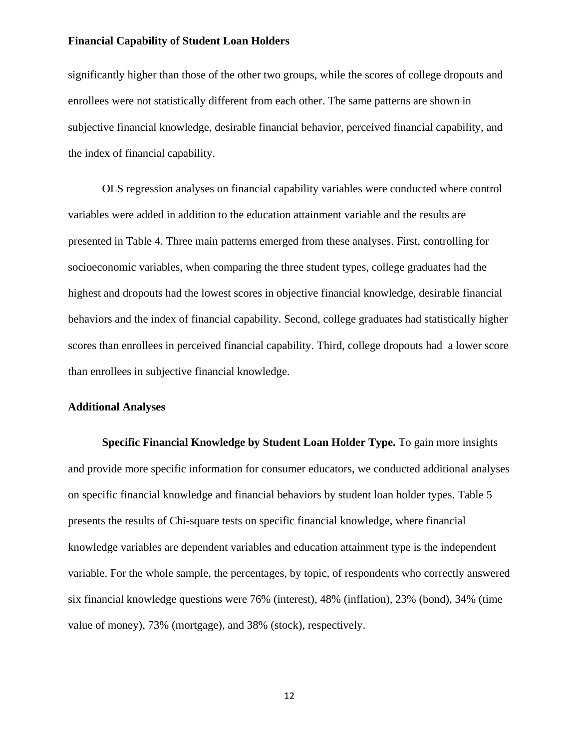significantly higher than those of the other two groups, while the scores of college dropouts and enrollees were not statistically different from each other. The same patterns are shown in subjective financial knowledge, desirable financial behavior, perceived financial capability, and the index of financial capability.

OLS regression analyses on financial capability variables were conducted where control variables were added in addition to the education attainment variable and the results are presented in Table 4. Three main patterns emerged from these analyses. First, controlling for socioeconomic variables, when comparing the three student types, college graduates had the highest and dropouts had the lowest scores in objective financial knowledge, desirable financial behaviors and the index of financial capability. Second, college graduates had statistically higher scores than enrollees in perceived financial capability. Third, college dropouts had a lower score than enrollees in subjective financial knowledge.

### Additional Analyses

**Specific Financial Knowledge by Student Loan Holder Type.** To gain more insights and provide more specific information for consumer educators, we conducted additional analyses on specific financial knowledge and financial behaviors by student loan holder types. Table 5 presents the results of Chi-square tests on specific financial knowledge, where financial knowledge variables are dependent variables and education attainment type is the independent variable. For the whole sample, the percentages, by topic, of respondents who correctly answered six financial knowledge questions were 76% (interest), 48% (inflation), 23% (bond), 34% (time value of money), 73% (mortgage), and 38% (stock), respectively.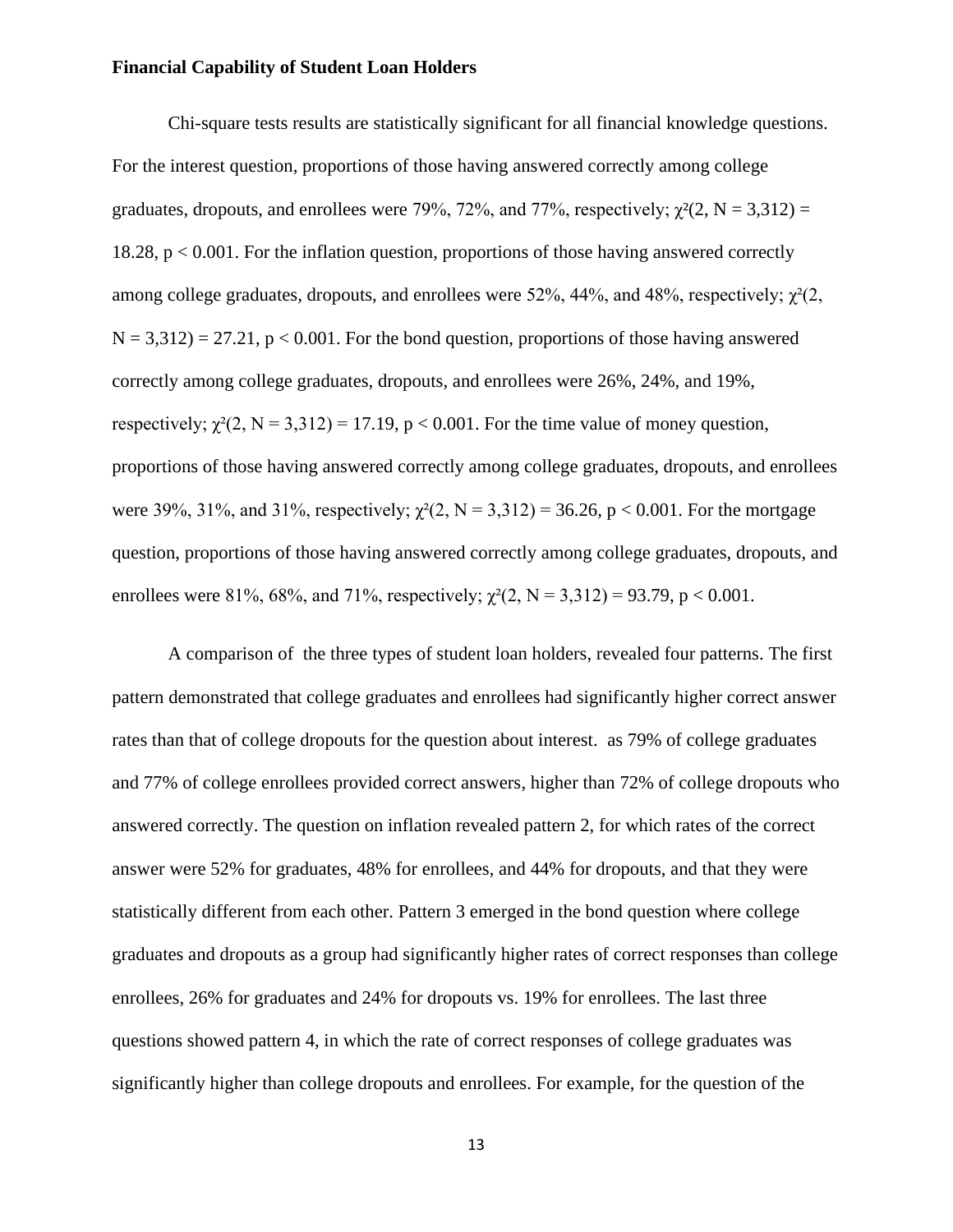**Financial Capability of Student Loan Holders**

Chi-square tests results are statistically significant for all financial knowledge questions. For the interest question, proportions of those having answered correctly among college graduates, dropouts, and enrollees were 79%, 72%, and 77%, respectively; $\chi^2(2, N = 3{,}312) = 18.28$, $p < 0.001$. For the inflation question, proportions of those having answered correctly among college graduates, dropouts, and enrollees were 52%, 44%, and 48%, respectively; $\chi^2(2, N = 3{,}312) = 27.21$, $p < 0.001$. For the bond question, proportions of those having answered correctly among college graduates, dropouts, and enrollees were 26%, 24%, and 19%, respectively; $\chi^2(2, N = 3{,}312) = 17.19$, $p < 0.001$. For the time value of money question, proportions of those having answered correctly among college graduates, dropouts, and enrollees were 39%, 31%, and 31%, respectively; $\chi^2(2, N = 3{,}312) = 36.26$, $p < 0.001$. For the mortgage question, proportions of those having answered correctly among college graduates, dropouts, and enrollees were 81%, 68%, and 71%, respectively; $\chi^2(2, N = 3{,}312) = 93.79$, $p < 0.001$.

A comparison of the three types of student loan holders, revealed four patterns. The first pattern demonstrated that college graduates and enrollees had significantly higher correct answer rates than that of college dropouts for the question about interest. as 79% of college graduates and 77% of college enrollees provided correct answers, higher than 72% of college dropouts who answered correctly. The question on inflation revealed pattern 2, for which rates of the correct answer were 52% for graduates, 48% for enrollees, and 44% for dropouts, and that they were statistically different from each other. Pattern 3 emerged in the bond question where college graduates and dropouts as a group had significantly higher rates of correct responses than college enrollees, 26% for graduates and 24% for dropouts vs. 19% for enrollees. The last three questions showed pattern 4, in which the rate of correct responses of college graduates was significantly higher than college dropouts and enrollees. For example, for the question of the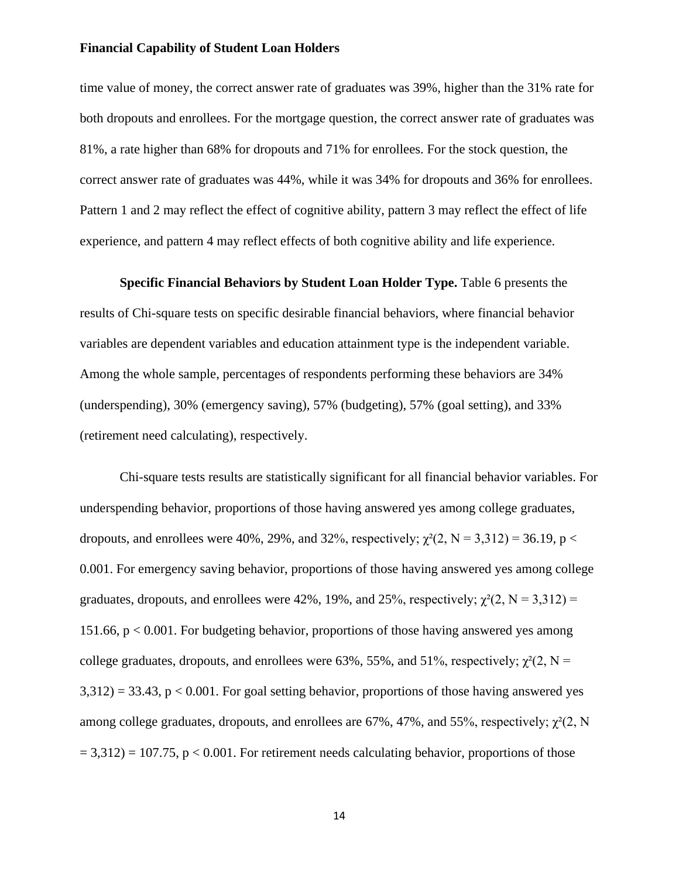time value of money, the correct answer rate of graduates was 39%, higher than the 31% rate for both dropouts and enrollees. For the mortgage question, the correct answer rate of graduates was 81%, a rate higher than 68% for dropouts and 71% for enrollees. For the stock question, the correct answer rate of graduates was 44%, while it was 34% for dropouts and 36% for enrollees. Pattern 1 and 2 may reflect the effect of cognitive ability, pattern 3 may reflect the effect of life experience, and pattern 4 may reflect effects of both cognitive ability and life experience.

**Specific Financial Behaviors by Student Loan Holder Type.** Table 6 presents the results of Chi-square tests on specific desirable financial behaviors, where financial behavior variables are dependent variables and education attainment type is the independent variable. Among the whole sample, percentages of respondents performing these behaviors are 34% (underspending), 30% (emergency saving), 57% (budgeting), 57% (goal setting), and 33% (retirement need calculating), respectively.

Chi-square tests results are statistically significant for all financial behavior variables. For underspending behavior, proportions of those having answered yes among college graduates, dropouts, and enrollees were 40%, 29%, and 32%, respectively; $\chi^2(2, N = 3{,}312) = 36.19$, $p < 0.001$. For emergency saving behavior, proportions of those having answered yes among college graduates, dropouts, and enrollees were 42%, 19%, and 25%, respectively; $\chi^2(2, N = 3{,}312) = 151.66$, $p < 0.001$. For budgeting behavior, proportions of those having answered yes among college graduates, dropouts, and enrollees were 63%, 55%, and 51%, respectively; $\chi^2(2, N = 3{,}312) = 33.43$, $p < 0.001$. For goal setting behavior, proportions of those having answered yes among college graduates, dropouts, and enrollees are 67%, 47%, and 55%, respectively; $\chi^2(2, N = 3{,}312) = 107.75$, $p < 0.001$. For retirement needs calculating behavior, proportions of those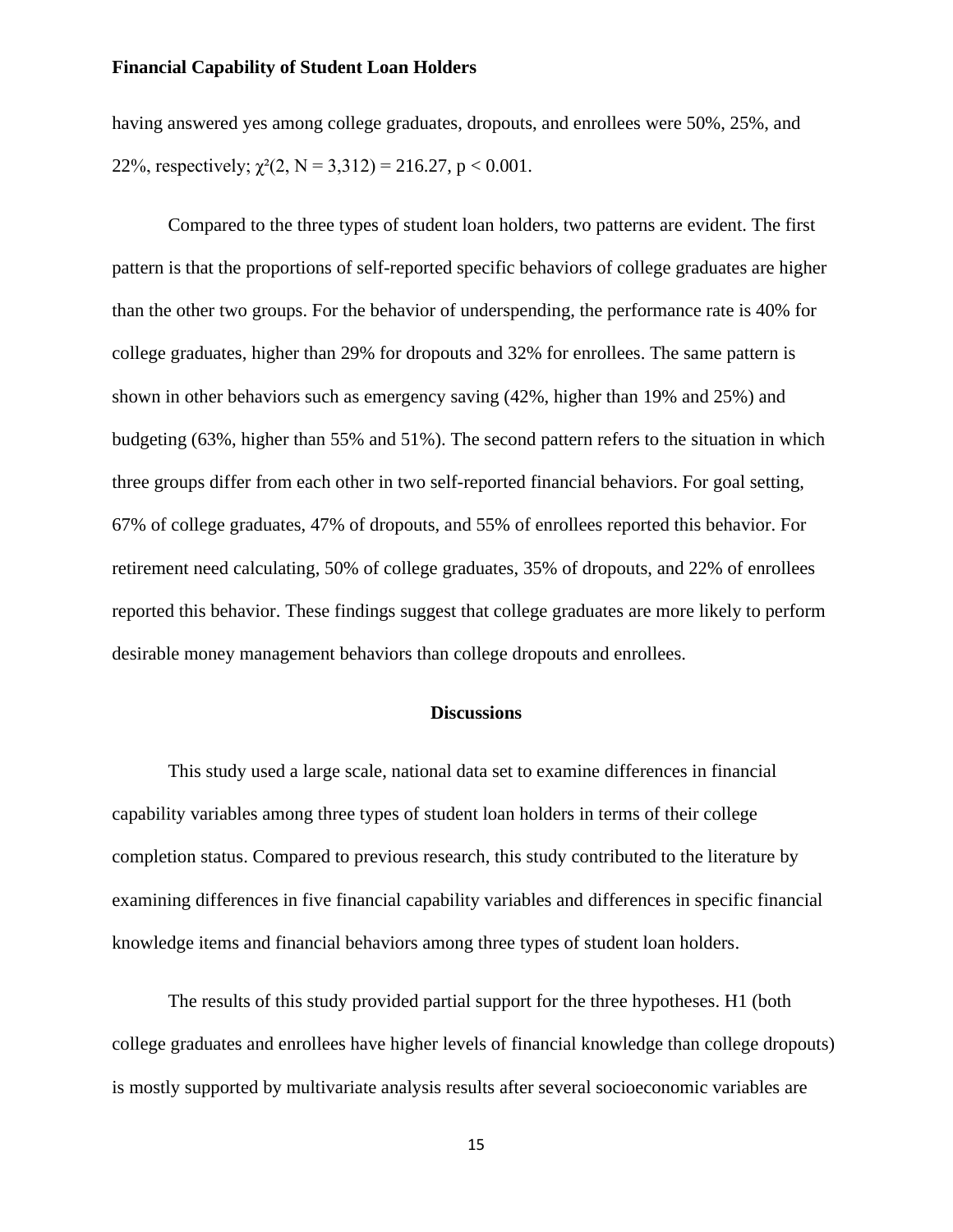having answered yes among college graduates, dropouts, and enrollees were 50%, 25%, and 22%, respectively; $\chi^2(2, N = 3{,}312) = 216.27$, $p < 0.001$.

Compared to the three types of student loan holders, two patterns are evident. The first pattern is that the proportions of self-reported specific behaviors of college graduates are higher than the other two groups. For the behavior of underspending, the performance rate is 40% for college graduates, higher than 29% for dropouts and 32% for enrollees. The same pattern is shown in other behaviors such as emergency saving (42%, higher than 19% and 25%) and budgeting (63%, higher than 55% and 51%). The second pattern refers to the situation in which three groups differ from each other in two self-reported financial behaviors. For goal setting, 67% of college graduates, 47% of dropouts, and 55% of enrollees reported this behavior. For retirement need calculating, 50% of college graduates, 35% of dropouts, and 22% of enrollees reported this behavior. These findings suggest that college graduates are more likely to perform desirable money management behaviors than college dropouts and enrollees.

## Discussions

This study used a large scale, national data set to examine differences in financial capability variables among three types of student loan holders in terms of their college completion status. Compared to previous research, this study contributed to the literature by examining differences in five financial capability variables and differences in specific financial knowledge items and financial behaviors among three types of student loan holders.

The results of this study provided partial support for the three hypotheses. H1 (both college graduates and enrollees have higher levels of financial knowledge than college dropouts) is mostly supported by multivariate analysis results after several socioeconomic variables are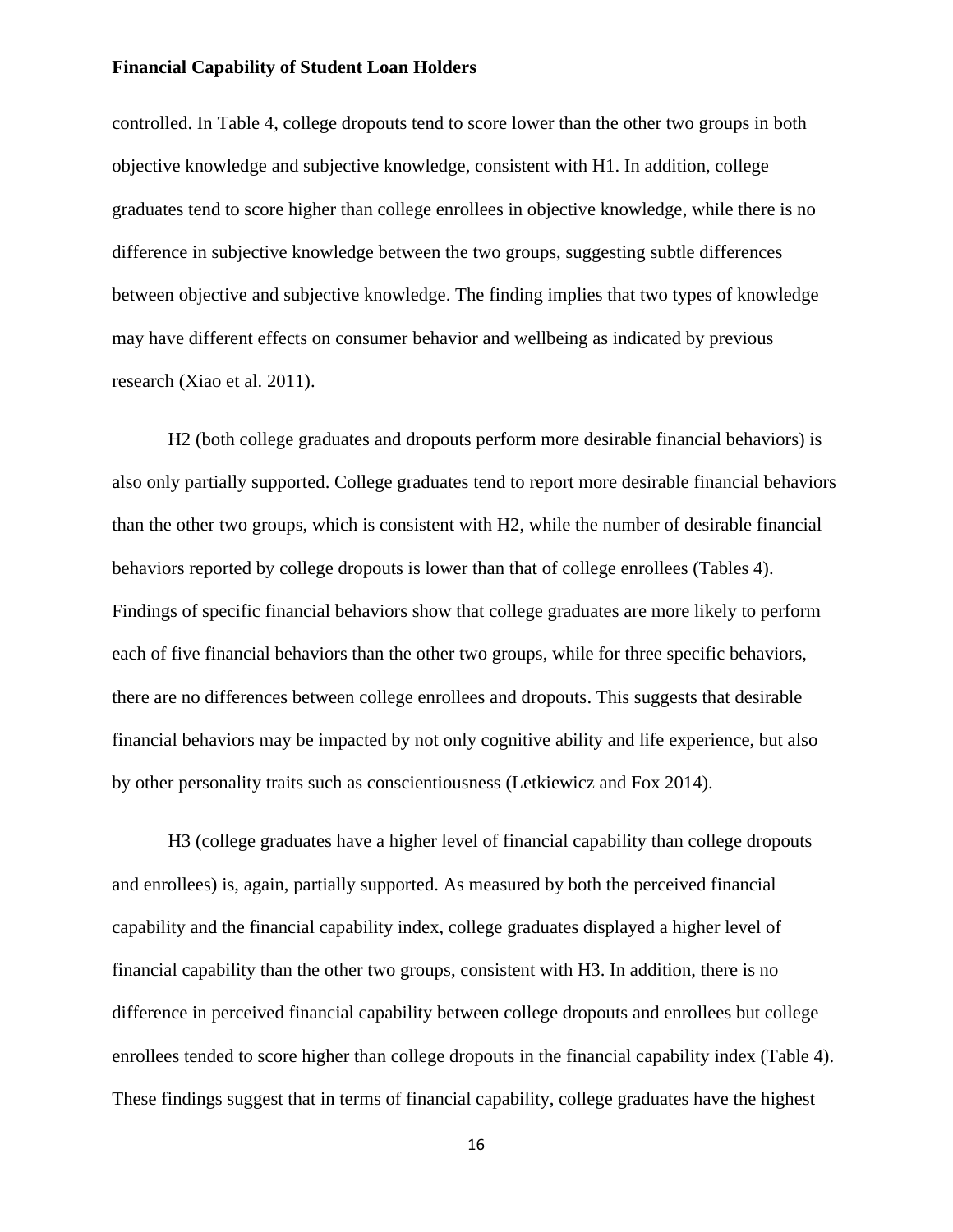controlled. In Table 4, college dropouts tend to score lower than the other two groups in both objective knowledge and subjective knowledge, consistent with H1. In addition, college graduates tend to score higher than college enrollees in objective knowledge, while there is no difference in subjective knowledge between the two groups, suggesting subtle differences between objective and subjective knowledge. The finding implies that two types of knowledge may have different effects on consumer behavior and wellbeing as indicated by previous research (Xiao et al. 2011).

H2 (both college graduates and dropouts perform more desirable financial behaviors) is also only partially supported. College graduates tend to report more desirable financial behaviors than the other two groups, which is consistent with H2, while the number of desirable financial behaviors reported by college dropouts is lower than that of college enrollees (Tables 4). Findings of specific financial behaviors show that college graduates are more likely to perform each of five financial behaviors than the other two groups, while for three specific behaviors, there are no differences between college enrollees and dropouts. This suggests that desirable financial behaviors may be impacted by not only cognitive ability and life experience, but also by other personality traits such as conscientiousness (Letkiewicz and Fox 2014).

H3 (college graduates have a higher level of financial capability than college dropouts and enrollees) is, again, partially supported. As measured by both the perceived financial capability and the financial capability index, college graduates displayed a higher level of financial capability than the other two groups, consistent with H3. In addition, there is no difference in perceived financial capability between college dropouts and enrollees but college enrollees tended to score higher than college dropouts in the financial capability index (Table 4). These findings suggest that in terms of financial capability, college graduates have the highest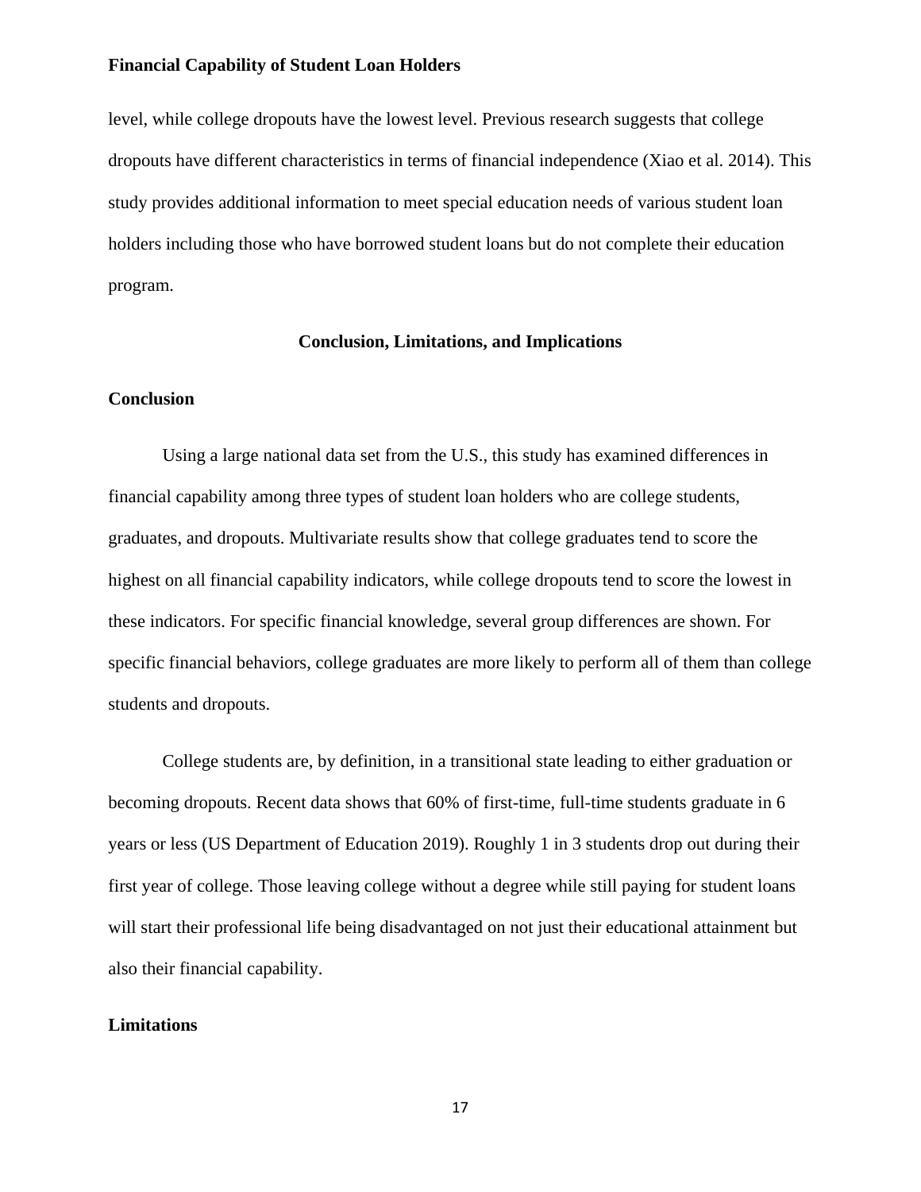level, while college dropouts have the lowest level. Previous research suggests that college dropouts have different characteristics in terms of financial independence (Xiao et al. 2014). This study provides additional information to meet special education needs of various student loan holders including those who have borrowed student loans but do not complete their education program.

## Conclusion, Limitations, and Implications

### Conclusion

Using a large national data set from the U.S., this study has examined differences in financial capability among three types of student loan holders who are college students, graduates, and dropouts. Multivariate results show that college graduates tend to score the highest on all financial capability indicators, while college dropouts tend to score the lowest in these indicators. For specific financial knowledge, several group differences are shown. For specific financial behaviors, college graduates are more likely to perform all of them than college students and dropouts.

College students are, by definition, in a transitional state leading to either graduation or becoming dropouts. Recent data shows that 60% of first-time, full-time students graduate in 6 years or less (US Department of Education 2019). Roughly 1 in 3 students drop out during their first year of college. Those leaving college without a degree while still paying for student loans will start their professional life being disadvantaged on not just their educational attainment but also their financial capability.

### Limitations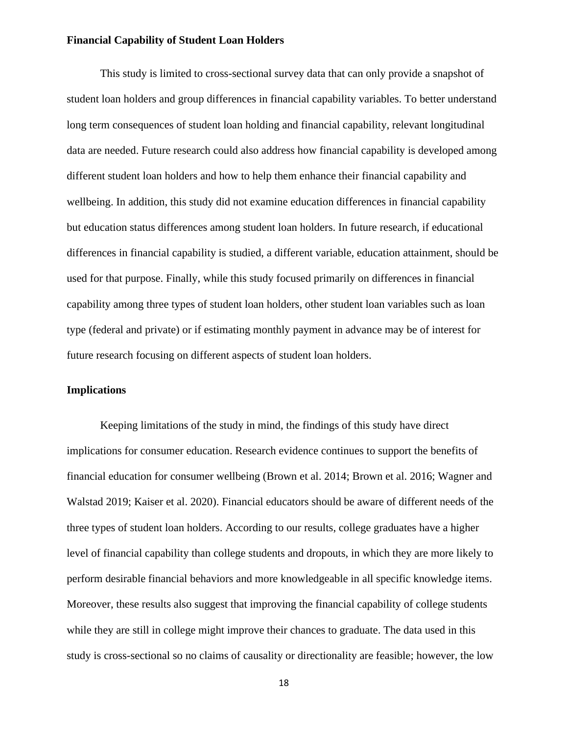**Financial Capability of Student Loan Holders**

This study is limited to cross-sectional survey data that can only provide a snapshot of student loan holders and group differences in financial capability variables. To better understand long term consequences of student loan holding and financial capability, relevant longitudinal data are needed. Future research could also address how financial capability is developed among different student loan holders and how to help them enhance their financial capability and wellbeing. In addition, this study did not examine education differences in financial capability but education status differences among student loan holders. In future research, if educational differences in financial capability is studied, a different variable, education attainment, should be used for that purpose. Finally, while this study focused primarily on differences in financial capability among three types of student loan holders, other student loan variables such as loan type (federal and private) or if estimating monthly payment in advance may be of interest for future research focusing on different aspects of student loan holders.

## Implications

Keeping limitations of the study in mind, the findings of this study have direct implications for consumer education. Research evidence continues to support the benefits of financial education for consumer wellbeing (Brown et al. 2014; Brown et al. 2016; Wagner and Walstad 2019; Kaiser et al. 2020). Financial educators should be aware of different needs of the three types of student loan holders. According to our results, college graduates have a higher level of financial capability than college students and dropouts, in which they are more likely to perform desirable financial behaviors and more knowledgeable in all specific knowledge items. Moreover, these results also suggest that improving the financial capability of college students while they are still in college might improve their chances to graduate. The data used in this study is cross-sectional so no claims of causality or directionality are feasible; however, the low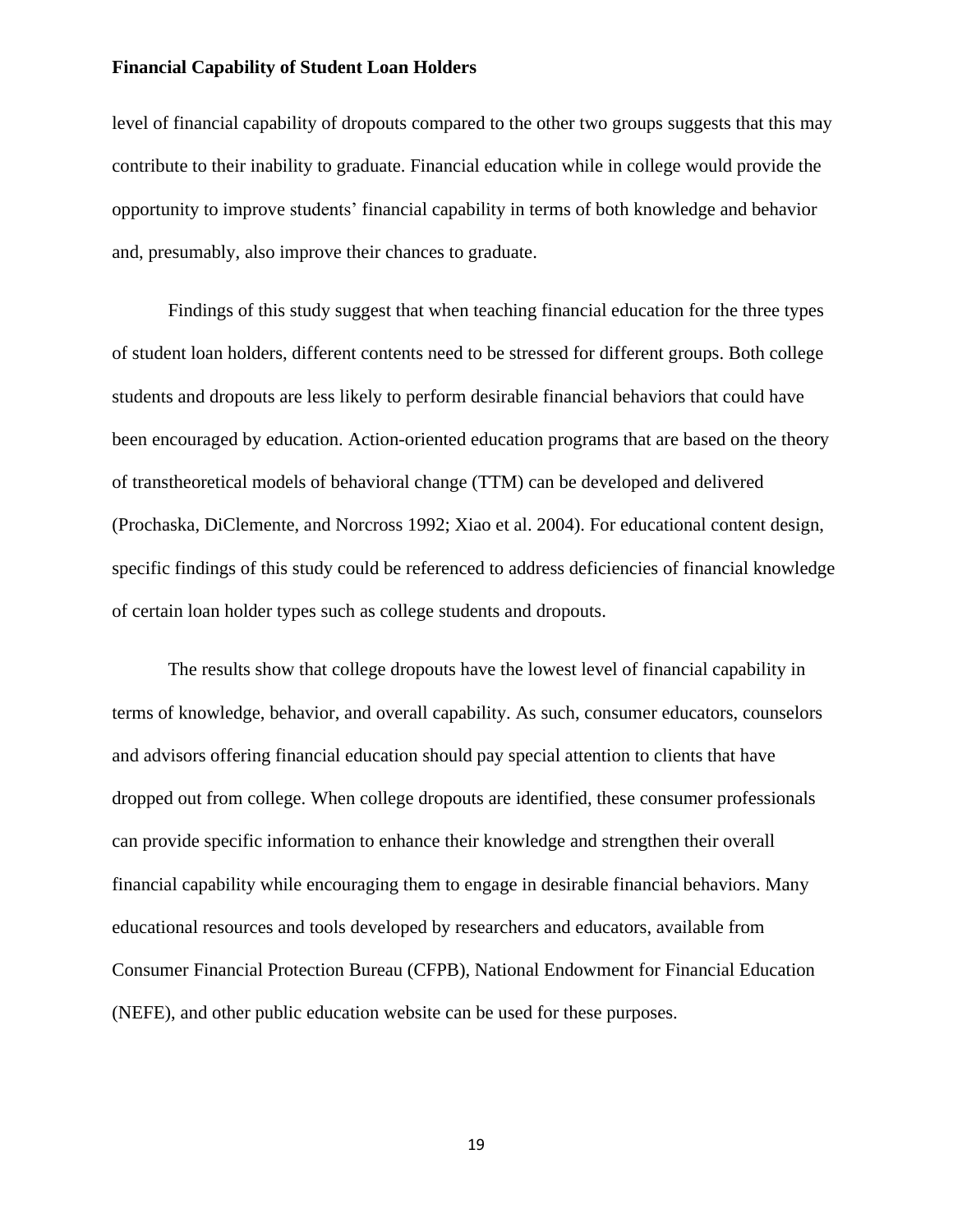level of financial capability of dropouts compared to the other two groups suggests that this may contribute to their inability to graduate. Financial education while in college would provide the opportunity to improve students' financial capability in terms of both knowledge and behavior and, presumably, also improve their chances to graduate.

Findings of this study suggest that when teaching financial education for the three types of student loan holders, different contents need to be stressed for different groups. Both college students and dropouts are less likely to perform desirable financial behaviors that could have been encouraged by education. Action-oriented education programs that are based on the theory of transtheoretical models of behavioral change (TTM) can be developed and delivered (Prochaska, DiClemente, and Norcross 1992; Xiao et al. 2004). For educational content design, specific findings of this study could be referenced to address deficiencies of financial knowledge of certain loan holder types such as college students and dropouts.

The results show that college dropouts have the lowest level of financial capability in terms of knowledge, behavior, and overall capability. As such, consumer educators, counselors and advisors offering financial education should pay special attention to clients that have dropped out from college. When college dropouts are identified, these consumer professionals can provide specific information to enhance their knowledge and strengthen their overall financial capability while encouraging them to engage in desirable financial behaviors. Many educational resources and tools developed by researchers and educators, available from Consumer Financial Protection Bureau (CFPB), National Endowment for Financial Education (NEFE), and other public education website can be used for these purposes.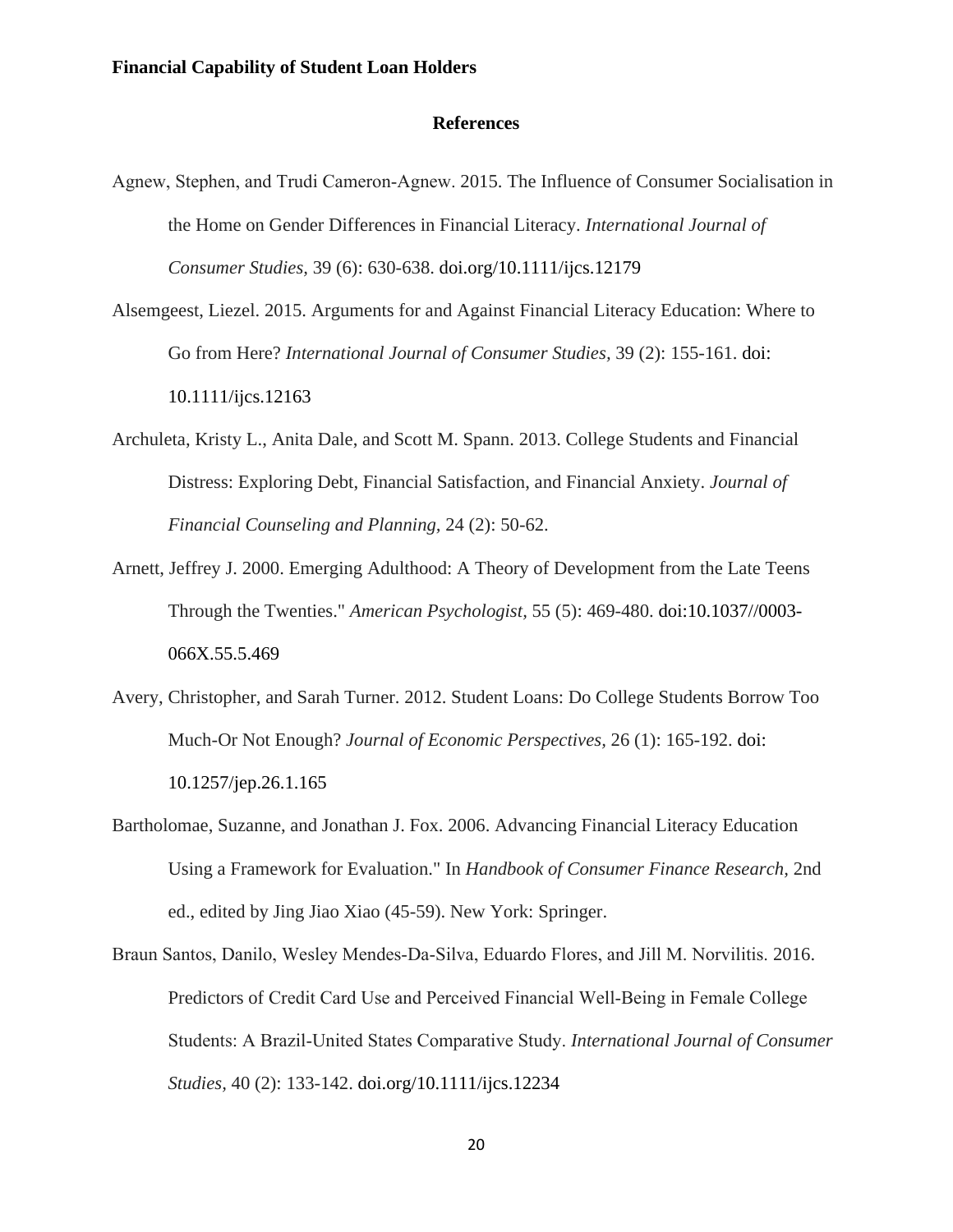## References

Agnew, Stephen, and Trudi Cameron-Agnew. 2015. The Influence of Consumer Socialisation in the Home on Gender Differences in Financial Literacy. *International Journal of Consumer Studies,* 39 (6): 630-638. doi.org/10.1111/ijcs.12179

Alsemgeest, Liezel. 2015. Arguments for and Against Financial Literacy Education: Where to Go from Here? *International Journal of Consumer Studies,* 39 (2): 155-161. doi: 10.1111/ijcs.12163

Archuleta, Kristy L., Anita Dale, and Scott M. Spann. 2013. College Students and Financial Distress: Exploring Debt, Financial Satisfaction, and Financial Anxiety. *Journal of Financial Counseling and Planning,* 24 (2): 50-62.

Arnett, Jeffrey J. 2000. Emerging Adulthood: A Theory of Development from the Late Teens Through the Twenties." *American Psychologist,* 55 (5): 469-480. doi:10.1037//0003-066X.55.5.469

Avery, Christopher, and Sarah Turner. 2012. Student Loans: Do College Students Borrow Too Much-Or Not Enough? *Journal of Economic Perspectives,* 26 (1): 165-192. doi: 10.1257/jep.26.1.165

Bartholomae, Suzanne, and Jonathan J. Fox. 2006. Advancing Financial Literacy Education Using a Framework for Evaluation." In *Handbook of Consumer Finance Research,* 2nd ed., edited by Jing Jiao Xiao (45-59). New York: Springer.

Braun Santos, Danilo, Wesley Mendes-Da-Silva, Eduardo Flores, and Jill M. Norvilitis. 2016. Predictors of Credit Card Use and Perceived Financial Well-Being in Female College Students: A Brazil-United States Comparative Study. *International Journal of Consumer Studies,* 40 (2): 133-142. doi.org/10.1111/ijcs.12234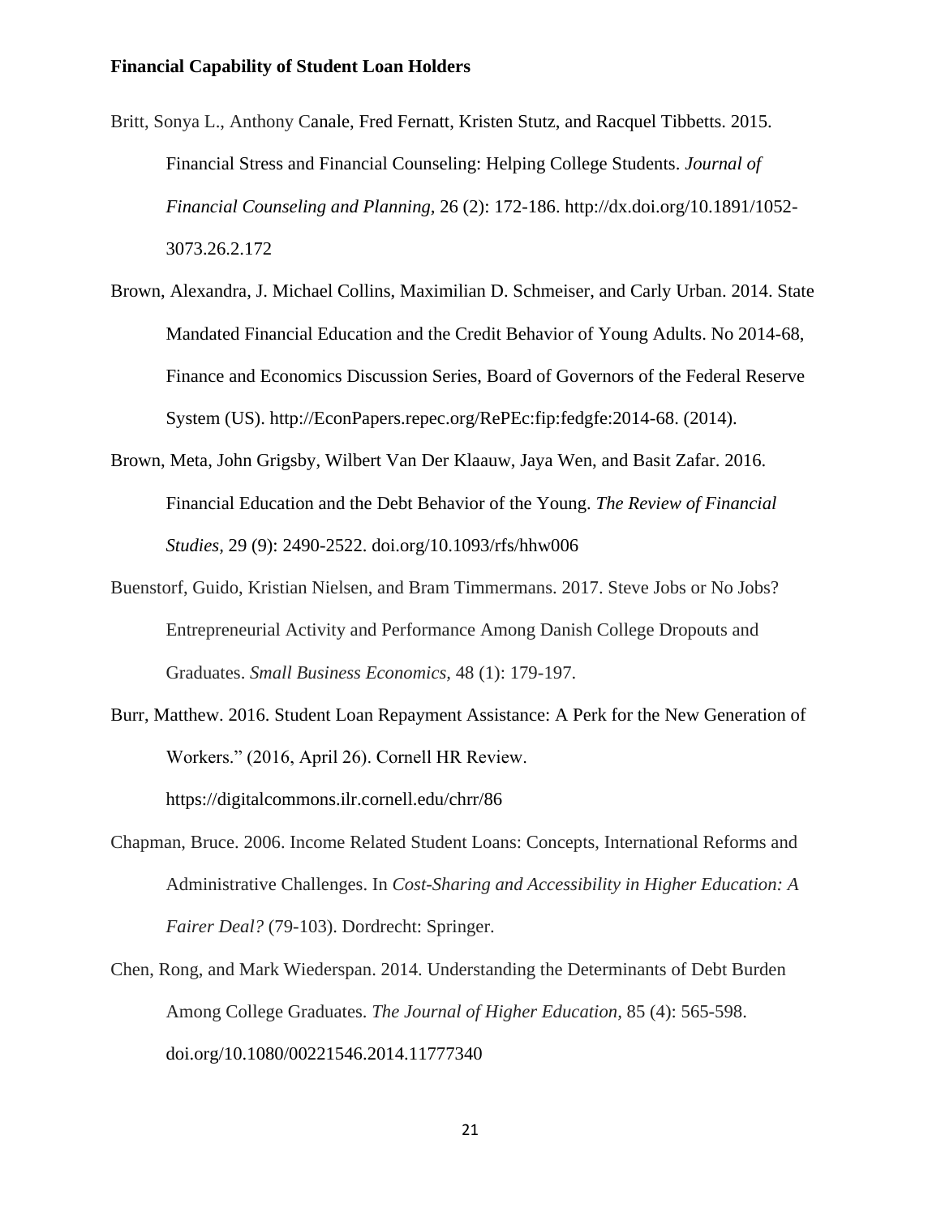Britt, Sonya L., Anthony Canale, Fred Fernatt, Kristen Stutz, and Racquel Tibbetts. 2015. Financial Stress and Financial Counseling: Helping College Students. *Journal of Financial Counseling and Planning,* 26 (2): 172-186. http://dx.doi.org/10.1891/1052-3073.26.2.172

Brown, Alexandra, J. Michael Collins, Maximilian D. Schmeiser, and Carly Urban. 2014. State Mandated Financial Education and the Credit Behavior of Young Adults. No 2014-68, Finance and Economics Discussion Series, Board of Governors of the Federal Reserve System (US). http://EconPapers.repec.org/RePEc:fip:fedgfe:2014-68. (2014).

Brown, Meta, John Grigsby, Wilbert Van Der Klaauw, Jaya Wen, and Basit Zafar. 2016. Financial Education and the Debt Behavior of the Young. *The Review of Financial Studies,* 29 (9): 2490-2522. doi.org/10.1093/rfs/hhw006

Buenstorf, Guido, Kristian Nielsen, and Bram Timmermans. 2017. Steve Jobs or No Jobs? Entrepreneurial Activity and Performance Among Danish College Dropouts and Graduates. *Small Business Economics,* 48 (1): 179-197.

Burr, Matthew. 2016. Student Loan Repayment Assistance: A Perk for the New Generation of Workers." (2016, April 26). Cornell HR Review. https://digitalcommons.ilr.cornell.edu/chrr/86

Chapman, Bruce. 2006. Income Related Student Loans: Concepts, International Reforms and Administrative Challenges. In *Cost-Sharing and Accessibility in Higher Education: A Fairer Deal?* (79-103). Dordrecht: Springer.

Chen, Rong, and Mark Wiederspan. 2014. Understanding the Determinants of Debt Burden Among College Graduates. *The Journal of Higher Education,* 85 (4): 565-598. doi.org/10.1080/00221546.2014.11777340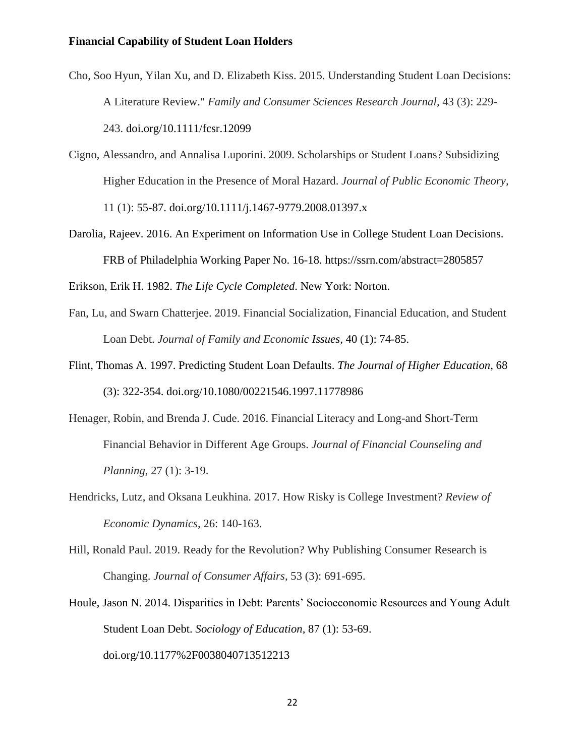Cho, Soo Hyun, Yilan Xu, and D. Elizabeth Kiss. 2015. Understanding Student Loan Decisions: A Literature Review." *Family and Consumer Sciences Research Journal*, 43 (3): 229-243. doi.org/10.1111/fcsr.12099

Cigno, Alessandro, and Annalisa Luporini. 2009. Scholarships or Student Loans? Subsidizing Higher Education in the Presence of Moral Hazard. *Journal of Public Economic Theory*, 11 (1): 55-87. doi.org/10.1111/j.1467-9779.2008.01397.x

Darolia, Rajeev. 2016. An Experiment on Information Use in College Student Loan Decisions. FRB of Philadelphia Working Paper No. 16-18. https://ssrn.com/abstract=2805857

Erikson, Erik H. 1982. *The Life Cycle Completed*. New York: Norton.

Fan, Lu, and Swarn Chatterjee. 2019. Financial Socialization, Financial Education, and Student Loan Debt. *Journal of Family and Economic Issues*, 40 (1): 74-85.

Flint, Thomas A. 1997. Predicting Student Loan Defaults. *The Journal of Higher Education,* 68 (3): 322-354. doi.org/10.1080/00221546.1997.11778986

Henager, Robin, and Brenda J. Cude. 2016. Financial Literacy and Long-and Short-Term Financial Behavior in Different Age Groups. *Journal of Financial Counseling and Planning*, 27 (1): 3-19.

Hendricks, Lutz, and Oksana Leukhina. 2017. How Risky is College Investment? *Review of Economic Dynamics*, 26: 140-163.

Hill, Ronald Paul. 2019. Ready for the Revolution? Why Publishing Consumer Research is Changing. *Journal of Consumer Affairs,* 53 (3): 691-695.

Houle, Jason N. 2014. Disparities in Debt: Parents' Socioeconomic Resources and Young Adult Student Loan Debt. *Sociology of Education,* 87 (1): 53-69. doi.org/10.1177%2F0038040713512213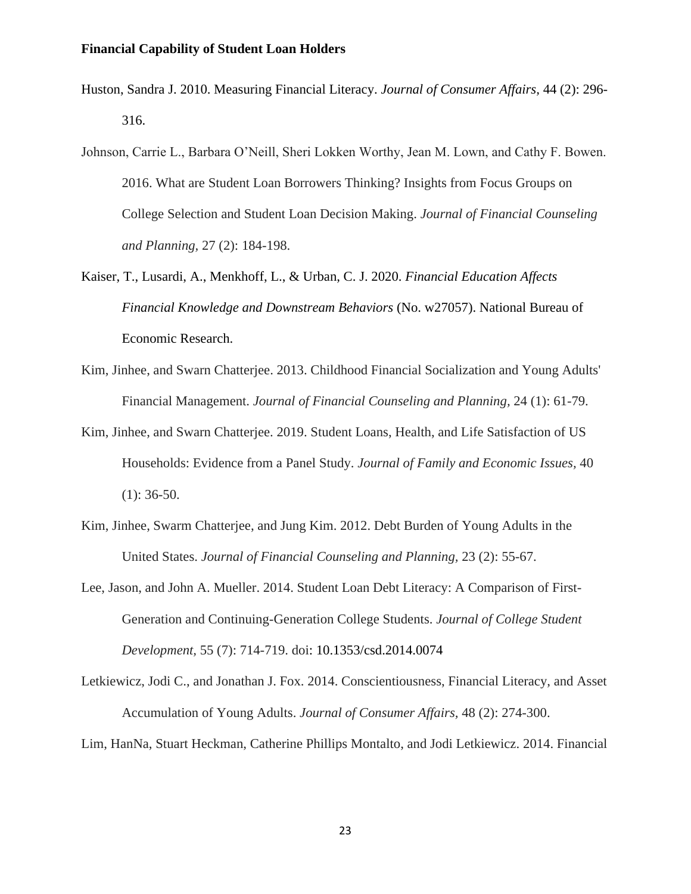Huston, Sandra J. 2010. Measuring Financial Literacy. *Journal of Consumer Affairs,* 44 (2): 296-316.

Johnson, Carrie L., Barbara O'Neill, Sheri Lokken Worthy, Jean M. Lown, and Cathy F. Bowen. 2016. What are Student Loan Borrowers Thinking? Insights from Focus Groups on College Selection and Student Loan Decision Making. *Journal of Financial Counseling and Planning,* 27 (2): 184-198.

Kaiser, T., Lusardi, A., Menkhoff, L., & Urban, C. J. 2020. *Financial Education Affects Financial Knowledge and Downstream Behaviors* (No. w27057). National Bureau of Economic Research.

Kim, Jinhee, and Swarn Chatterjee. 2013. Childhood Financial Socialization and Young Adults' Financial Management. *Journal of Financial Counseling and Planning,* 24 (1): 61-79.

Kim, Jinhee, and Swarn Chatterjee. 2019. Student Loans, Health, and Life Satisfaction of US Households: Evidence from a Panel Study. *Journal of Family and Economic Issues*, 40 (1): 36-50.

Kim, Jinhee, Swarm Chatterjee, and Jung Kim. 2012. Debt Burden of Young Adults in the United States. *Journal of Financial Counseling and Planning*, 23 (2): 55-67.

Lee, Jason, and John A. Mueller. 2014. Student Loan Debt Literacy: A Comparison of First-Generation and Continuing-Generation College Students. *Journal of College Student Development,* 55 (7): 714-719. doi: 10.1353/csd.2014.0074

Letkiewicz, Jodi C., and Jonathan J. Fox. 2014. Conscientiousness, Financial Literacy, and Asset Accumulation of Young Adults. *Journal of Consumer Affairs*, 48 (2): 274-300.

Lim, HanNa, Stuart Heckman, Catherine Phillips Montalto, and Jodi Letkiewicz. 2014. Financial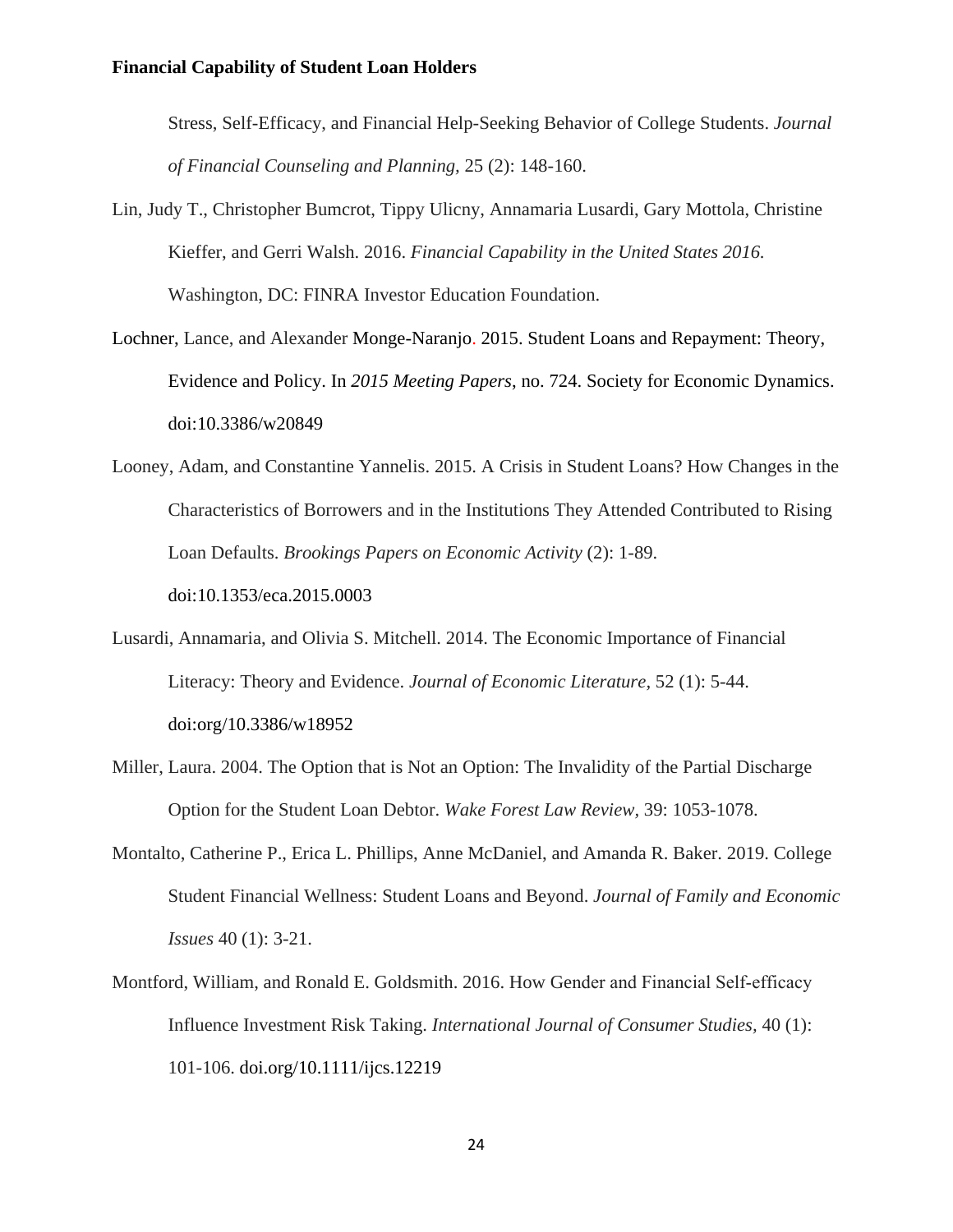Stress, Self-Efficacy, and Financial Help-Seeking Behavior of College Students. *Journal of Financial Counseling and Planning*, 25 (2): 148-160.

Lin, Judy T., Christopher Bumcrot, Tippy Ulicny, Annamaria Lusardi, Gary Mottola, Christine Kieffer, and Gerri Walsh. 2016. *Financial Capability in the United States 2016.* Washington, DC: FINRA Investor Education Foundation.

Lochner, Lance, and Alexander Monge-Naranjo. 2015. Student Loans and Repayment: Theory, Evidence and Policy. In *2015 Meeting Papers*, no. 724. Society for Economic Dynamics. doi:10.3386/w20849

Looney, Adam, and Constantine Yannelis. 2015. A Crisis in Student Loans? How Changes in the Characteristics of Borrowers and in the Institutions They Attended Contributed to Rising Loan Defaults. *Brookings Papers on Economic Activity* (2): 1-89. doi:10.1353/eca.2015.0003

Lusardi, Annamaria, and Olivia S. Mitchell. 2014. The Economic Importance of Financial Literacy: Theory and Evidence. *Journal of Economic Literature*, 52 (1): 5-44. doi:org/10.3386/w18952

Miller, Laura. 2004. The Option that is Not an Option: The Invalidity of the Partial Discharge Option for the Student Loan Debtor. *Wake Forest Law Review*, 39: 1053-1078.

Montalto, Catherine P., Erica L. Phillips, Anne McDaniel, and Amanda R. Baker. 2019. College Student Financial Wellness: Student Loans and Beyond. *Journal of Family and Economic Issues* 40 (1): 3-21.

Montford, William, and Ronald E. Goldsmith. 2016. How Gender and Financial Self-efficacy Influence Investment Risk Taking. *International Journal of Consumer Studies*, 40 (1): 101-106. doi.org/10.1111/ijcs.12219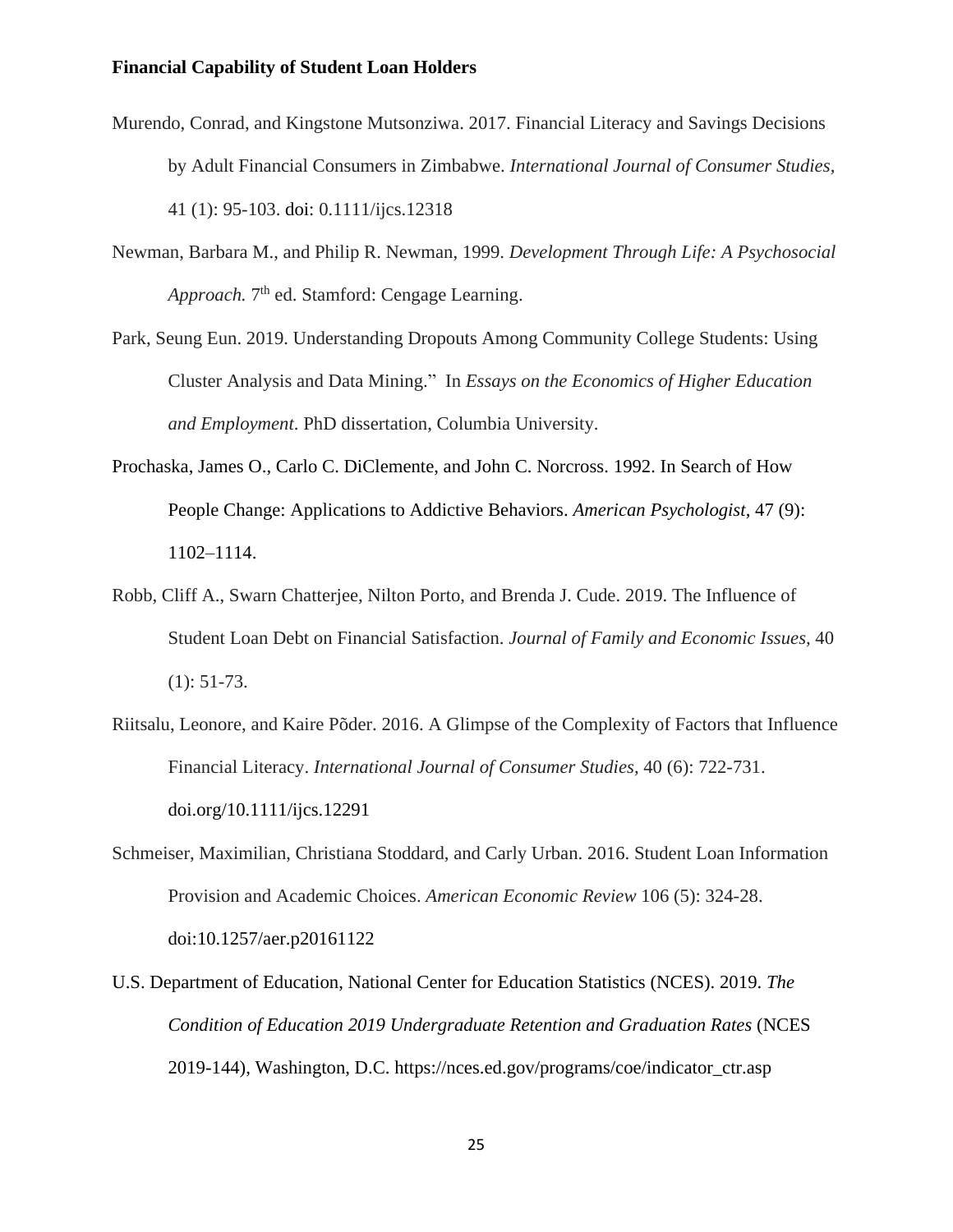Murendo, Conrad, and Kingstone Mutsonziwa. 2017. Financial Literacy and Savings Decisions by Adult Financial Consumers in Zimbabwe. *International Journal of Consumer Studies,* 41 (1): 95-103. doi: 0.1111/ijcs.12318

Newman, Barbara M., and Philip R. Newman, 1999. *Development Through Life: A Psychosocial Approach.* 7th ed. Stamford: Cengage Learning.

Park, Seung Eun. 2019. Understanding Dropouts Among Community College Students: Using Cluster Analysis and Data Mining." In *Essays on the Economics of Higher Education and Employment*. PhD dissertation, Columbia University.

Prochaska, James O., Carlo C. DiClemente, and John C. Norcross. 1992. In Search of How People Change: Applications to Addictive Behaviors. *American Psychologist,* 47 (9): 1102–1114.

Robb, Cliff A., Swarn Chatterjee, Nilton Porto, and Brenda J. Cude. 2019. The Influence of Student Loan Debt on Financial Satisfaction. *Journal of Family and Economic Issues,* 40 (1): 51-73.

Riitsalu, Leonore, and Kaire Põder. 2016. A Glimpse of the Complexity of Factors that Influence Financial Literacy. *International Journal of Consumer Studies,* 40 (6): 722-731. doi.org/10.1111/ijcs.12291

Schmeiser, Maximilian, Christiana Stoddard, and Carly Urban. 2016. Student Loan Information Provision and Academic Choices. *American Economic Review* 106 (5): 324-28. doi:10.1257/aer.p20161122

U.S. Department of Education, National Center for Education Statistics (NCES). 2019. *The Condition of Education 2019 Undergraduate Retention and Graduation Rates* (NCES 2019-144), Washington, D.C. https://nces.ed.gov/programs/coe/indicator_ctr.asp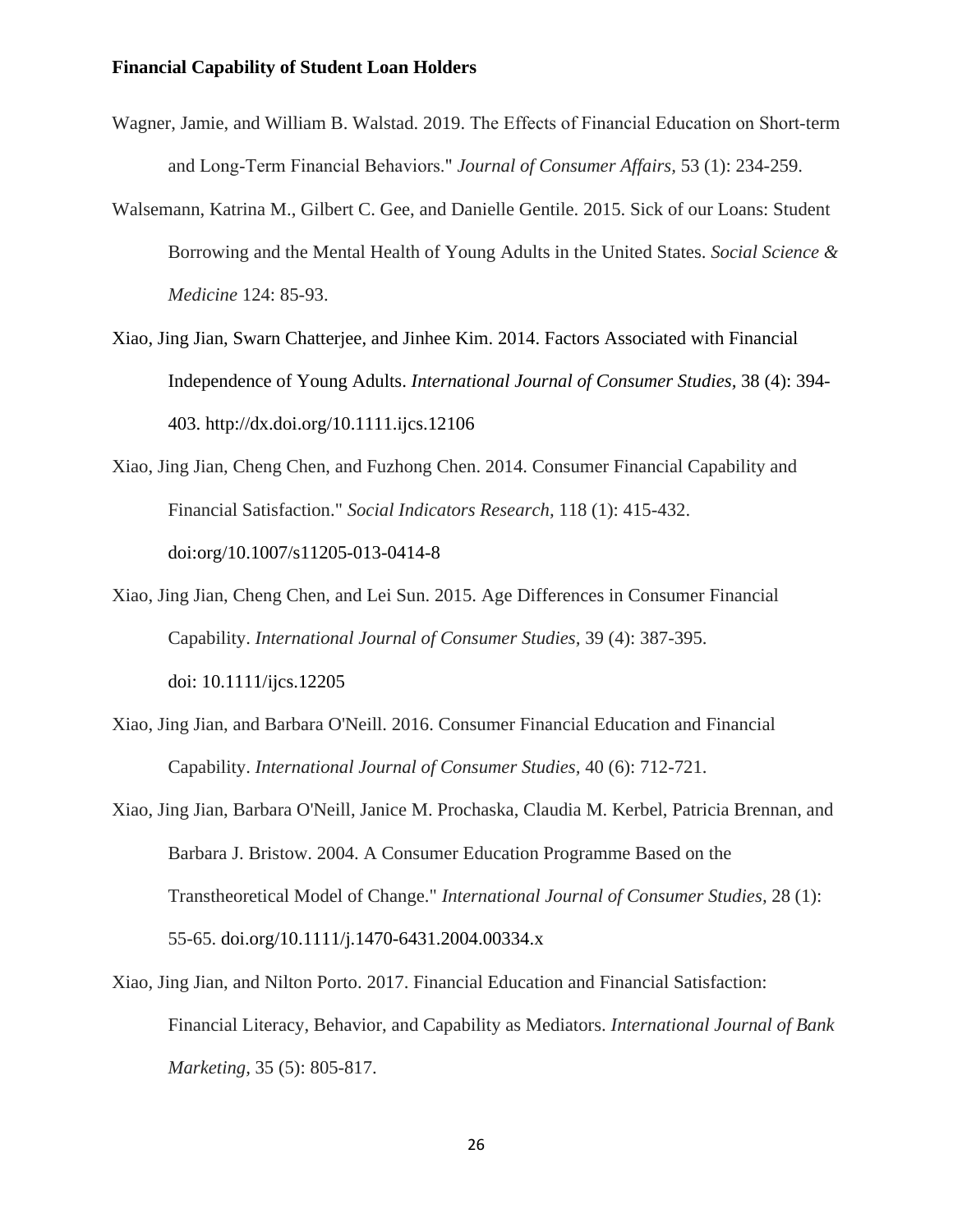Wagner, Jamie, and William B. Walstad. 2019. The Effects of Financial Education on Short-term and Long-Term Financial Behaviors." *Journal of Consumer Affairs,* 53 (1): 234-259.

Walsemann, Katrina M., Gilbert C. Gee, and Danielle Gentile. 2015. Sick of our Loans: Student Borrowing and the Mental Health of Young Adults in the United States. *Social Science & Medicine* 124: 85-93.

Xiao, Jing Jian, Swarn Chatterjee, and Jinhee Kim. 2014. Factors Associated with Financial Independence of Young Adults. *International Journal of Consumer Studies*, 38 (4): 394-403. http://dx.doi.org/10.1111.ijcs.12106

Xiao, Jing Jian, Cheng Chen, and Fuzhong Chen. 2014. Consumer Financial Capability and Financial Satisfaction." *Social Indicators Research,* 118 (1): 415-432. doi:org/10.1007/s11205-013-0414-8

Xiao, Jing Jian, Cheng Chen, and Lei Sun. 2015. Age Differences in Consumer Financial Capability. *International Journal of Consumer Studies,* 39 (4): 387-395. doi: 10.1111/ijcs.12205

Xiao, Jing Jian, and Barbara O'Neill. 2016. Consumer Financial Education and Financial Capability. *International Journal of Consumer Studies*, 40 (6): 712-721.

Xiao, Jing Jian, Barbara O'Neill, Janice M. Prochaska, Claudia M. Kerbel, Patricia Brennan, and Barbara J. Bristow. 2004. A Consumer Education Programme Based on the Transtheoretical Model of Change." *International Journal of Consumer Studies,* 28 (1): 55-65. doi.org/10.1111/j.1470-6431.2004.00334.x

Xiao, Jing Jian, and Nilton Porto. 2017. Financial Education and Financial Satisfaction: Financial Literacy, Behavior, and Capability as Mediators. *International Journal of Bank Marketing,* 35 (5): 805-817.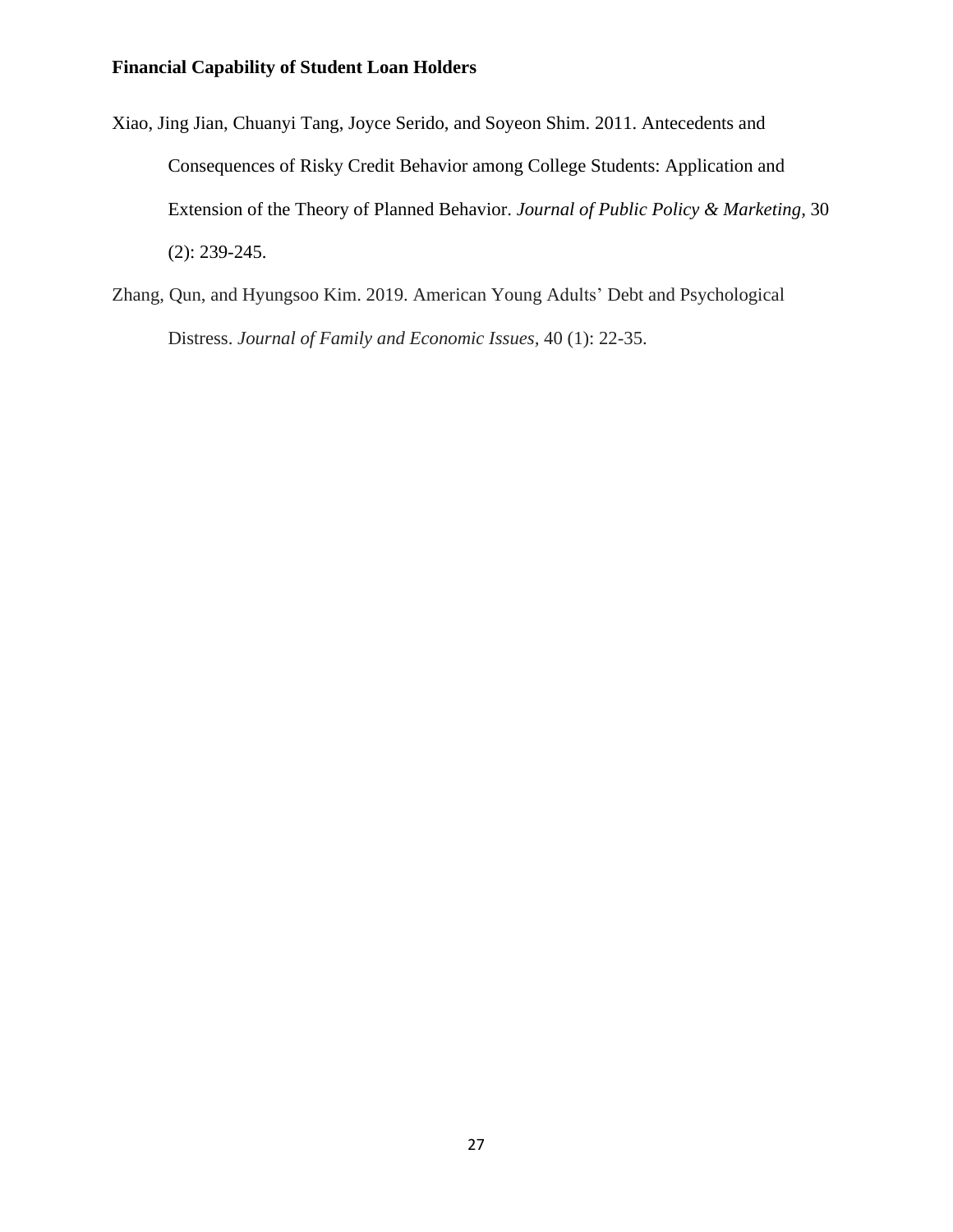Xiao, Jing Jian, Chuanyi Tang, Joyce Serido, and Soyeon Shim. 2011. Antecedents and Consequences of Risky Credit Behavior among College Students: Application and Extension of the Theory of Planned Behavior. *Journal of Public Policy & Marketing*, 30 (2): 239-245.

Zhang, Qun, and Hyungsoo Kim. 2019. American Young Adults' Debt and Psychological Distress. *Journal of Family and Economic Issues*, 40 (1): 22-35.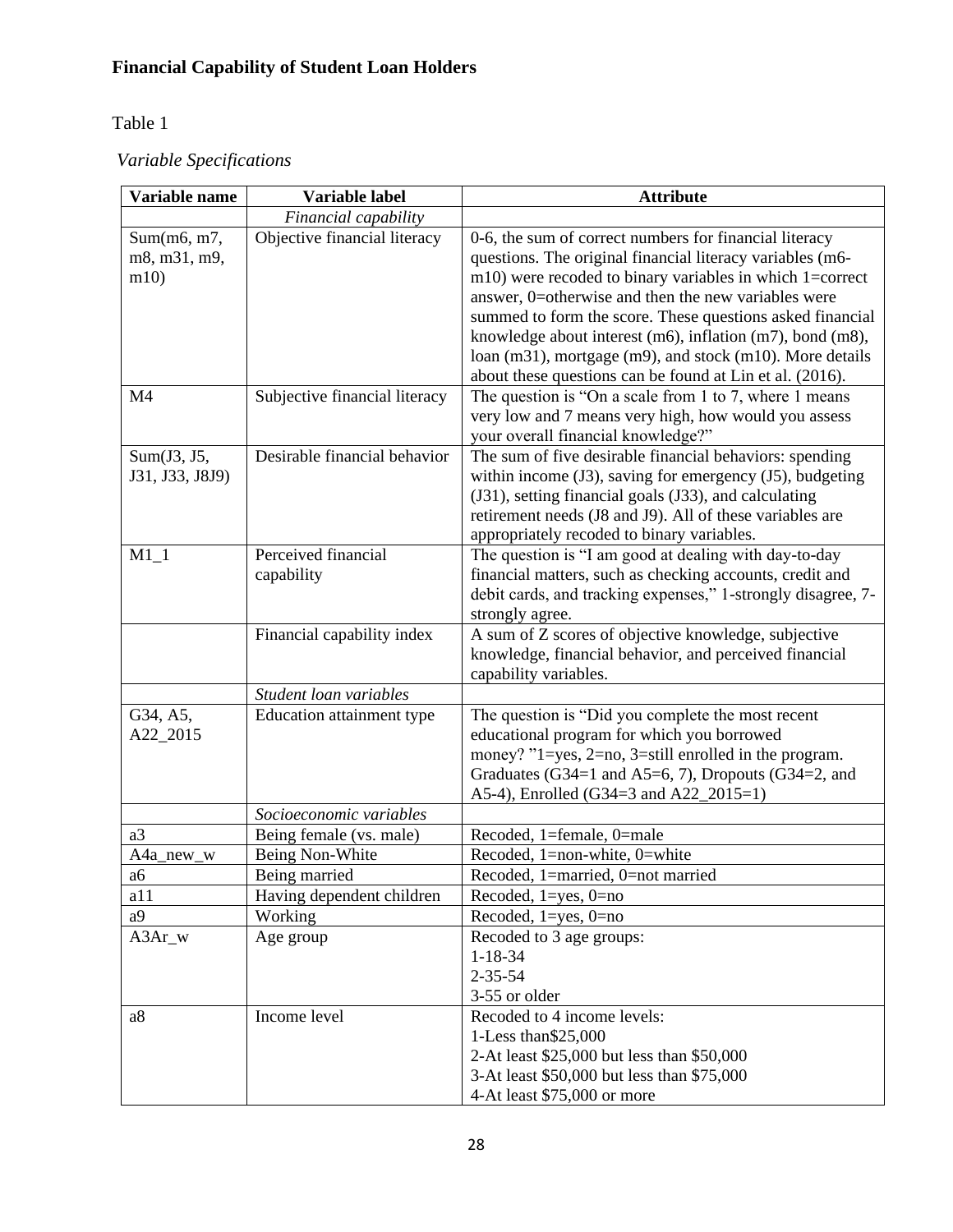**Financial Capability of Student Loan Holders**

Table 1

*Variable Specifications*

| Variable name | Variable label | Attribute |
|---|---|---|
| | *Financial capability* | |
| Sum(m6, m7, m8, m31, m9, m10) | Objective financial literacy | 0-6, the sum of correct numbers for financial literacy questions. The original financial literacy variables (m6-m10) were recoded to binary variables in which 1=correct answer, 0=otherwise and then the new variables were summed to form the score. These questions asked financial knowledge about interest (m6), inflation (m7), bond (m8), loan (m31), mortgage (m9), and stock (m10). More details about these questions can be found at Lin et al. (2016). |
| M4 | Subjective financial literacy | The question is "On a scale from 1 to 7, where 1 means very low and 7 means very high, how would you assess your overall financial knowledge?" |
| Sum(J3, J5, J31, J33, J8J9) | Desirable financial behavior | The sum of five desirable financial behaviors: spending within income (J3), saving for emergency (J5), budgeting (J31), setting financial goals (J33), and calculating retirement needs (J8 and J9). All of these variables are appropriately recoded to binary variables. |
| M1_1 | Perceived financial capability | The question is "I am good at dealing with day-to-day financial matters, such as checking accounts, credit and debit cards, and tracking expenses," 1-strongly disagree, 7-strongly agree. |
| | Financial capability index | A sum of Z scores of objective knowledge, subjective knowledge, financial behavior, and perceived financial capability variables. |
| | *Student loan variables* | |
| G34, A5, A22_2015 | Education attainment type | The question is "Did you complete the most recent educational program for which you borrowed money? "1=yes, 2=no, 3=still enrolled in the program. Graduates (G34=1 and A5=6, 7), Dropouts (G34=2, and A5-4), Enrolled (G34=3 and A22_2015=1) |
| | *Socioeconomic variables* | |
| a3 | Being female (vs. male) | Recoded, 1=female, 0=male |
| A4a_new_w | Being Non-White | Recoded, 1=non-white, 0=white |
| a6 | Being married | Recoded, 1=married, 0=not married |
| a11 | Having dependent children | Recoded, 1=yes, 0=no |
| a9 | Working | Recoded, 1=yes, 0=no |
| A3Ar_w | Age group | Recoded to 3 age groups:<br>1-18-34<br>2-35-54<br>3-55 or older |
| a8 | Income level | Recoded to 4 income levels:<br>1-Less than$25,000<br>2-At least $25,000 but less than $50,000<br>3-At least $50,000 but less than $75,000<br>4-At least $75,000 or more |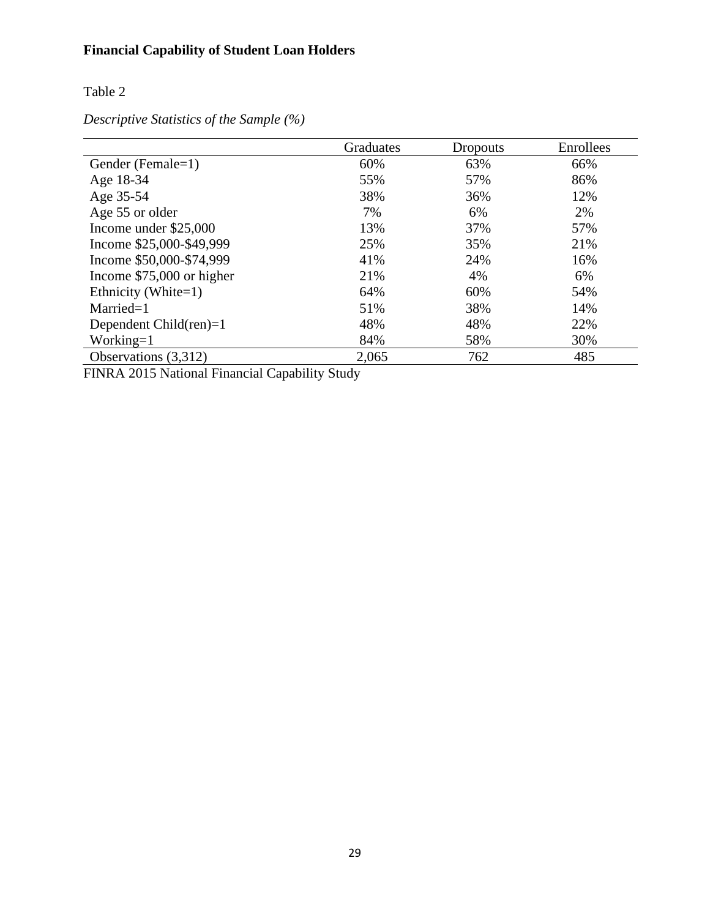**Financial Capability of Student Loan Holders**

Table 2

*Descriptive Statistics of the Sample (%)*

| | Graduates | Dropouts | Enrollees |
|---|---|---|---|
| Gender (Female=1) | 60% | 63% | 66% |
| Age 18-34 | 55% | 57% | 86% |
| Age 35-54 | 38% | 36% | 12% |
| Age 55 or older | 7% | 6% | 2% |
| Income under $25,000 | 13% | 37% | 57% |
| Income $25,000-$49,999 | 25% | 35% | 21% |
| Income $50,000-$74,999 | 41% | 24% | 16% |
| Income $75,000 or higher | 21% | 4% | 6% |
| Ethnicity (White=1) | 64% | 60% | 54% |
| Married=1 | 51% | 38% | 14% |
| Dependent Child(ren)=1 | 48% | 48% | 22% |
| Working=1 | 84% | 58% | 30% |
| Observations (3,312) | 2,065 | 762 | 485 |

FINRA 2015 National Financial Capability Study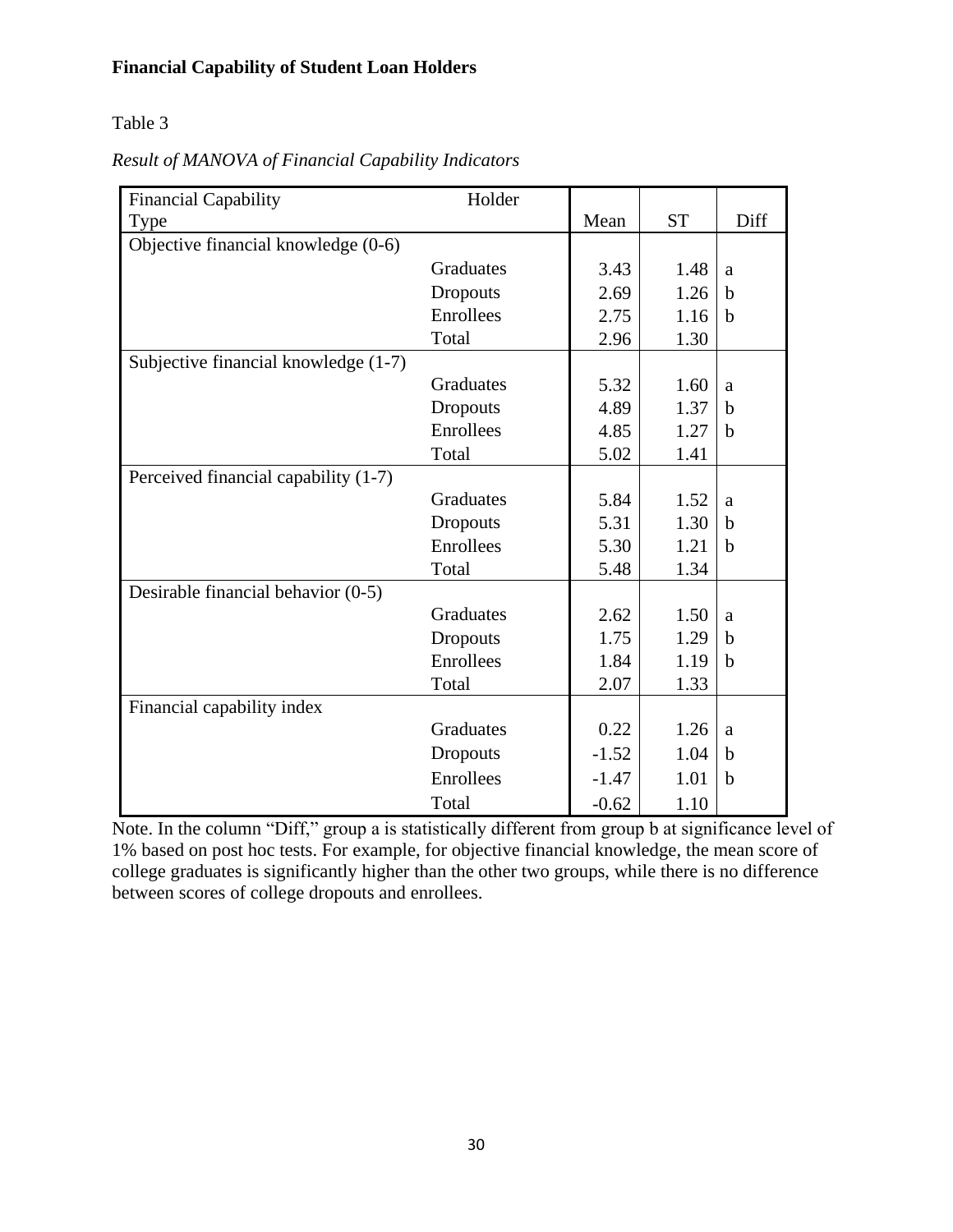**Financial Capability of Student Loan Holders**

Table 3

*Result of MANOVA of Financial Capability Indicators*

| Financial Capability Type | Holder | Mean | ST | Diff |
|---|---|---|---|---|
| Objective financial knowledge (0-6) | | | | |
| | Graduates | 3.43 | 1.48 | a |
| | Dropouts | 2.69 | 1.26 | b |
| | Enrollees | 2.75 | 1.16 | b |
| | Total | 2.96 | 1.30 | |
| Subjective financial knowledge (1-7) | | | | |
| | Graduates | 5.32 | 1.60 | a |
| | Dropouts | 4.89 | 1.37 | b |
| | Enrollees | 4.85 | 1.27 | b |
| | Total | 5.02 | 1.41 | |
| Perceived financial capability (1-7) | | | | |
| | Graduates | 5.84 | 1.52 | a |
| | Dropouts | 5.31 | 1.30 | b |
| | Enrollees | 5.30 | 1.21 | b |
| | Total | 5.48 | 1.34 | |
| Desirable financial behavior (0-5) | | | | |
| | Graduates | 2.62 | 1.50 | a |
| | Dropouts | 1.75 | 1.29 | b |
| | Enrollees | 1.84 | 1.19 | b |
| | Total | 2.07 | 1.33 | |
| Financial capability index | | | | |
| | Graduates | 0.22 | 1.26 | a |
| | Dropouts | -1.52 | 1.04 | b |
| | Enrollees | -1.47 | 1.01 | b |
| | Total | -0.62 | 1.10 | |

Note. In the column "Diff," group a is statistically different from group b at significance level of 1% based on post hoc tests. For example, for objective financial knowledge, the mean score of college graduates is significantly higher than the other two groups, while there is no difference between scores of college dropouts and enrollees.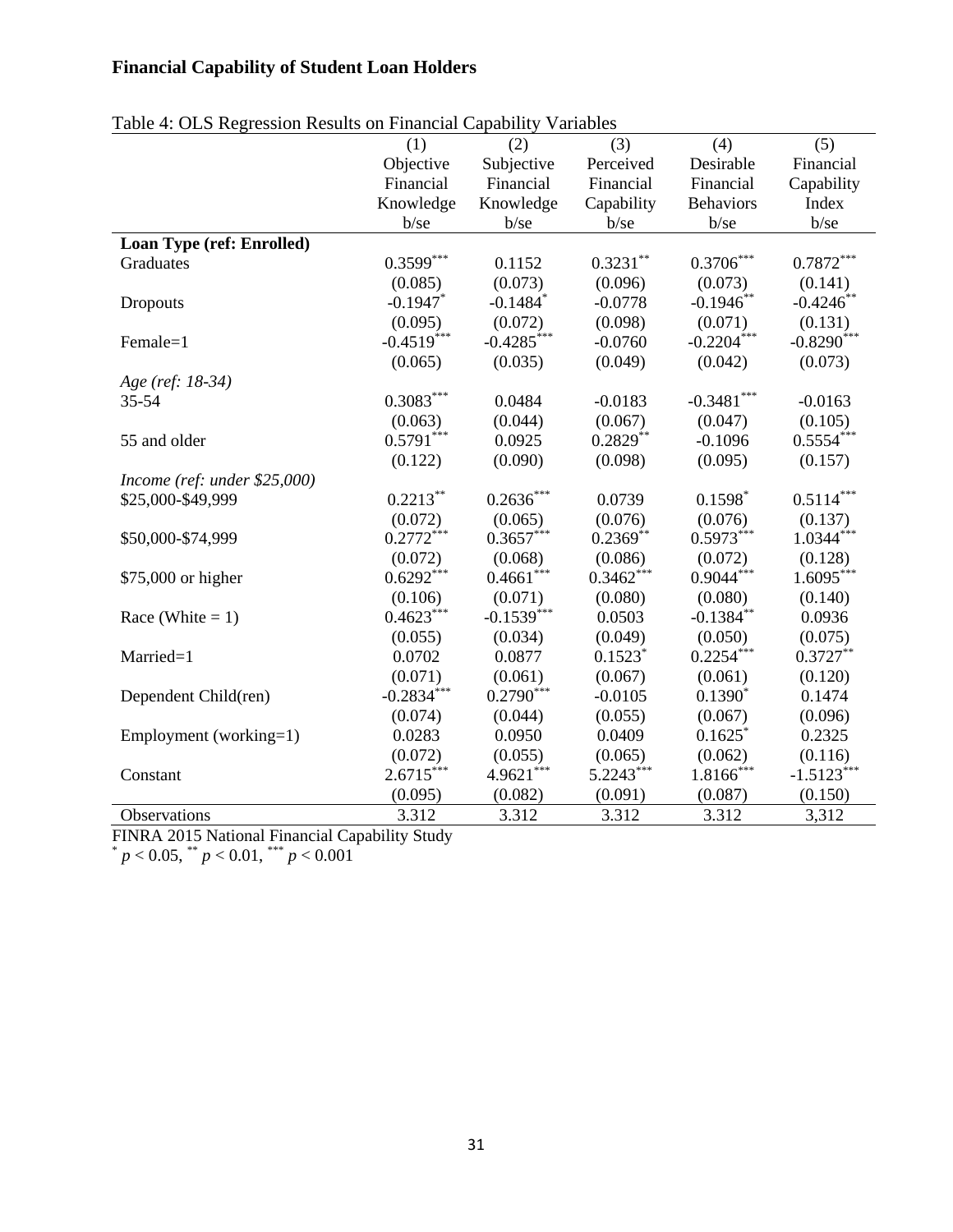**Financial Capability of Student Loan Holders**

Table 4: OLS Regression Results on Financial Capability Variables

| | (1) Objective Financial Knowledge b/se | (2) Subjective Financial Knowledge b/se | (3) Perceived Financial Capability b/se | (4) Desirable Financial Behaviors b/se | (5) Financial Capability Index b/se |
|---|---|---|---|---|---|
| **Loan Type (ref: Enrolled)** | | | | | |
| Graduates | 0.3599*** | 0.1152 | 0.3231** | 0.3706*** | 0.7872*** |
| | (0.085) | (0.073) | (0.096) | (0.073) | (0.141) |
| Dropouts | -0.1947* | -0.1484* | -0.0778 | -0.1946** | -0.4246** |
| | (0.095) | (0.072) | (0.098) | (0.071) | (0.131) |
| Female=1 | -0.4519*** | -0.4285*** | -0.0760 | -0.2204*** | -0.8290*** |
| | (0.065) | (0.035) | (0.049) | (0.042) | (0.073) |
| *Age (ref: 18-34)* | | | | | |
| 35-54 | 0.3083*** | 0.0484 | -0.0183 | -0.3481*** | -0.0163 |
| | (0.063) | (0.044) | (0.067) | (0.047) | (0.105) |
| 55 and older | 0.5791*** | 0.0925 | 0.2829** | -0.1096 | 0.5554*** |
| | (0.122) | (0.090) | (0.098) | (0.095) | (0.157) |
| *Income (ref: under $25,000)* | | | | | |
| $25,000-$49,999 | 0.2213** | 0.2636*** | 0.0739 | 0.1598* | 0.5114*** |
| | (0.072) | (0.065) | (0.076) | (0.076) | (0.137) |
| $50,000-$74,999 | 0.2772*** | 0.3657*** | 0.2369** | 0.5973*** | 1.0344*** |
| | (0.072) | (0.068) | (0.086) | (0.072) | (0.128) |
| $75,000 or higher | 0.6292*** | 0.4661*** | 0.3462*** | 0.9044*** | 1.6095*** |
| | (0.106) | (0.071) | (0.080) | (0.080) | (0.140) |
| Race (White = 1) | 0.4623*** | -0.1539*** | 0.0503 | -0.1384** | 0.0936 |
| | (0.055) | (0.034) | (0.049) | (0.050) | (0.075) |
| Married=1 | 0.0702 | 0.0877 | 0.1523* | 0.2254*** | 0.3727** |
| | (0.071) | (0.061) | (0.067) | (0.061) | (0.120) |
| Dependent Child(ren) | -0.2834*** | 0.2790*** | -0.0105 | 0.1390* | 0.1474 |
| | (0.074) | (0.044) | (0.055) | (0.067) | (0.096) |
| Employment (working=1) | 0.0283 | 0.0950 | 0.0409 | 0.1625* | 0.2325 |
| | (0.072) | (0.055) | (0.065) | (0.062) | (0.116) |
| Constant | 2.6715*** | 4.9621*** | 5.2243*** | 1.8166*** | -1.5123*** |
| | (0.095) | (0.082) | (0.091) | (0.087) | (0.150) |
| Observations | 3.312 | 3.312 | 3.312 | 3.312 | 3,312 |

FINRA 2015 National Financial Capability Study

* $p < 0.05$, ** $p < 0.01$, *** $p < 0.001$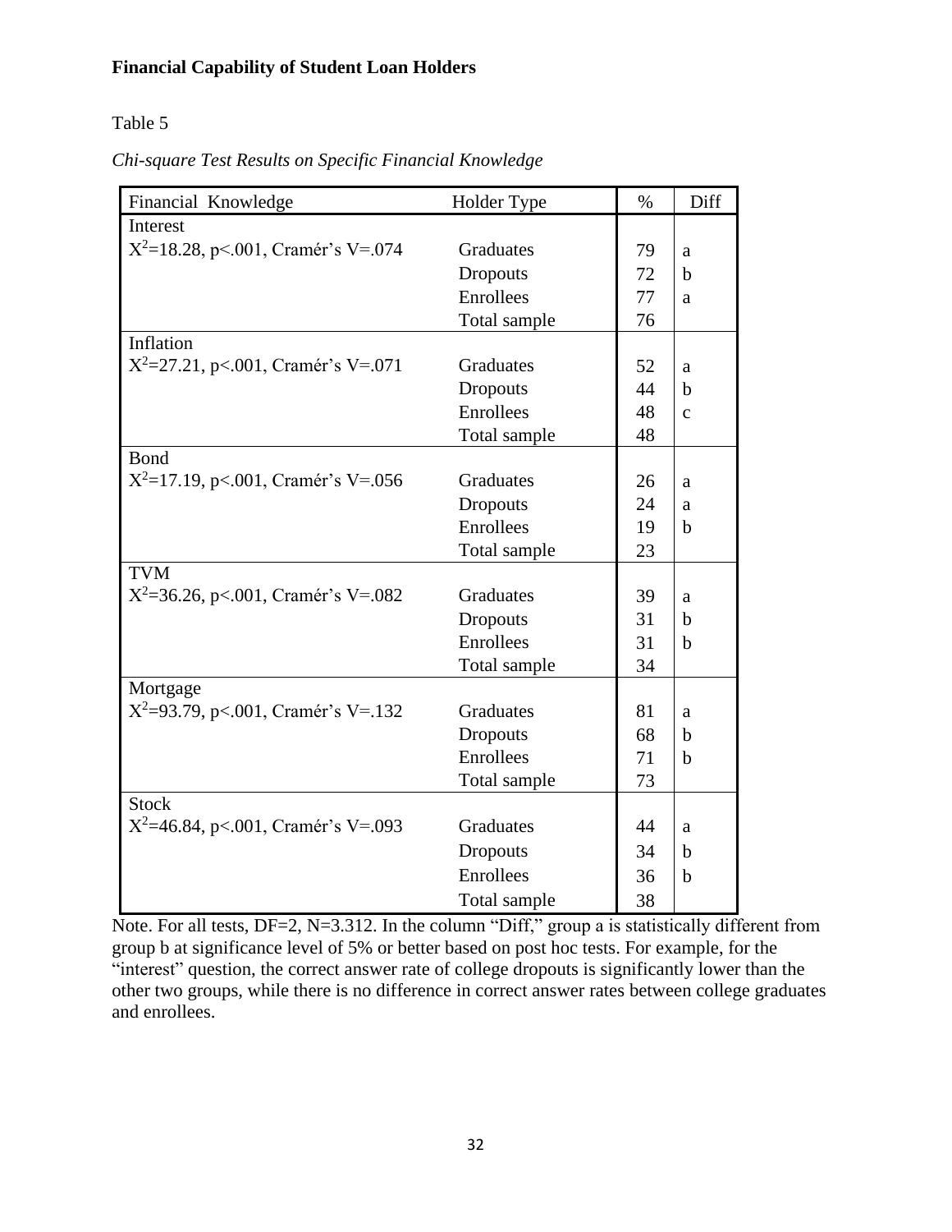**Financial Capability of Student Loan Holders**

Table 5

*Chi-square Test Results on Specific Financial Knowledge*

| Financial Knowledge | Holder Type | % | Diff |
|---|---|---|---|
| Interest | | | |
| $X^2$=18.28, $p$<.001, Cramér's V=.074 | Graduates | 79 | a |
| | Dropouts | 72 | b |
| | Enrollees | 77 | a |
| | Total sample | 76 | |
| Inflation | | | |
| $X^2$=27.21, $p$<.001, Cramér's V=.071 | Graduates | 52 | a |
| | Dropouts | 44 | b |
| | Enrollees | 48 | c |
| | Total sample | 48 | |
| Bond | | | |
| $X^2$=17.19, $p$<.001, Cramér's V=.056 | Graduates | 26 | a |
| | Dropouts | 24 | a |
| | Enrollees | 19 | b |
| | Total sample | 23 | |
| TVM | | | |
| $X^2$=36.26, $p$<.001, Cramér's V=.082 | Graduates | 39 | a |
| | Dropouts | 31 | b |
| | Enrollees | 31 | b |
| | Total sample | 34 | |
| Mortgage | | | |
| $X^2$=93.79, $p$<.001, Cramér's V=.132 | Graduates | 81 | a |
| | Dropouts | 68 | b |
| | Enrollees | 71 | b |
| | Total sample | 73 | |
| Stock | | | |
| $X^2$=46.84, $p$<.001, Cramér's V=.093 | Graduates | 44 | a |
| | Dropouts | 34 | b |
| | Enrollees | 36 | b |
| | Total sample | 38 | |

Note. For all tests, DF=2, N=3.312. In the column "Diff," group a is statistically different from group b at significance level of 5% or better based on post hoc tests. For example, for the "interest" question, the correct answer rate of college dropouts is significantly lower than the other two groups, while there is no difference in correct answer rates between college graduates and enrollees.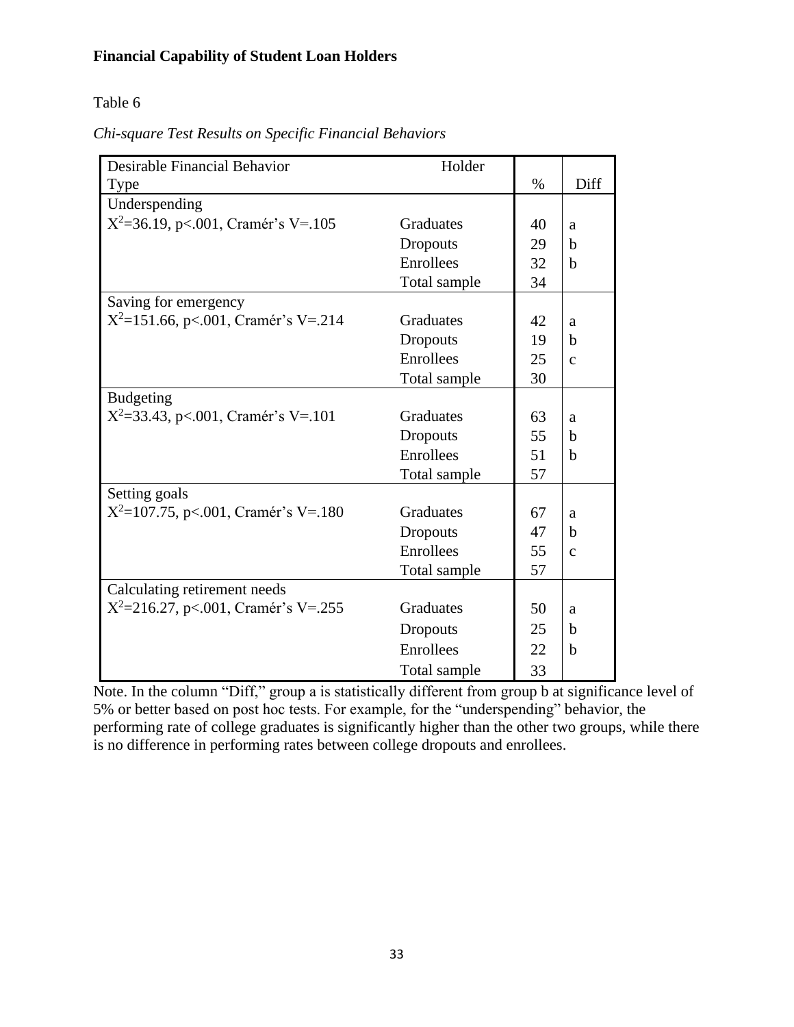Table 6

*Chi-square Test Results on Specific Financial Behaviors*

| Desirable Financial Behavior Type | Holder | % | Diff |
|---|---|---|---|
| Underspending | | | |
| $X^2$=36.19, p<.001, Cramér's V=.105 | Graduates | 40 | a |
| | Dropouts | 29 | b |
| | Enrollees | 32 | b |
| | Total sample | 34 | |
| Saving for emergency | | | |
| $X^2$=151.66, p<.001, Cramér's V=.214 | Graduates | 42 | a |
| | Dropouts | 19 | b |
| | Enrollees | 25 | c |
| | Total sample | 30 | |
| Budgeting | | | |
| $X^2$=33.43, p<.001, Cramér's V=.101 | Graduates | 63 | a |
| | Dropouts | 55 | b |
| | Enrollees | 51 | b |
| | Total sample | 57 | |
| Setting goals | | | |
| $X^2$=107.75, p<.001, Cramér's V=.180 | Graduates | 67 | a |
| | Dropouts | 47 | b |
| | Enrollees | 55 | c |
| | Total sample | 57 | |
| Calculating retirement needs | | | |
| $X^2$=216.27, p<.001, Cramér's V=.255 | Graduates | 50 | a |
| | Dropouts | 25 | b |
| | Enrollees | 22 | b |
| | Total sample | 33 | |

Note. In the column "Diff," group a is statistically different from group b at significance level of 5% or better based on post hoc tests. For example, for the "underspending" behavior, the performing rate of college graduates is significantly higher than the other two groups, while there is no difference in performing rates between college dropouts and enrollees.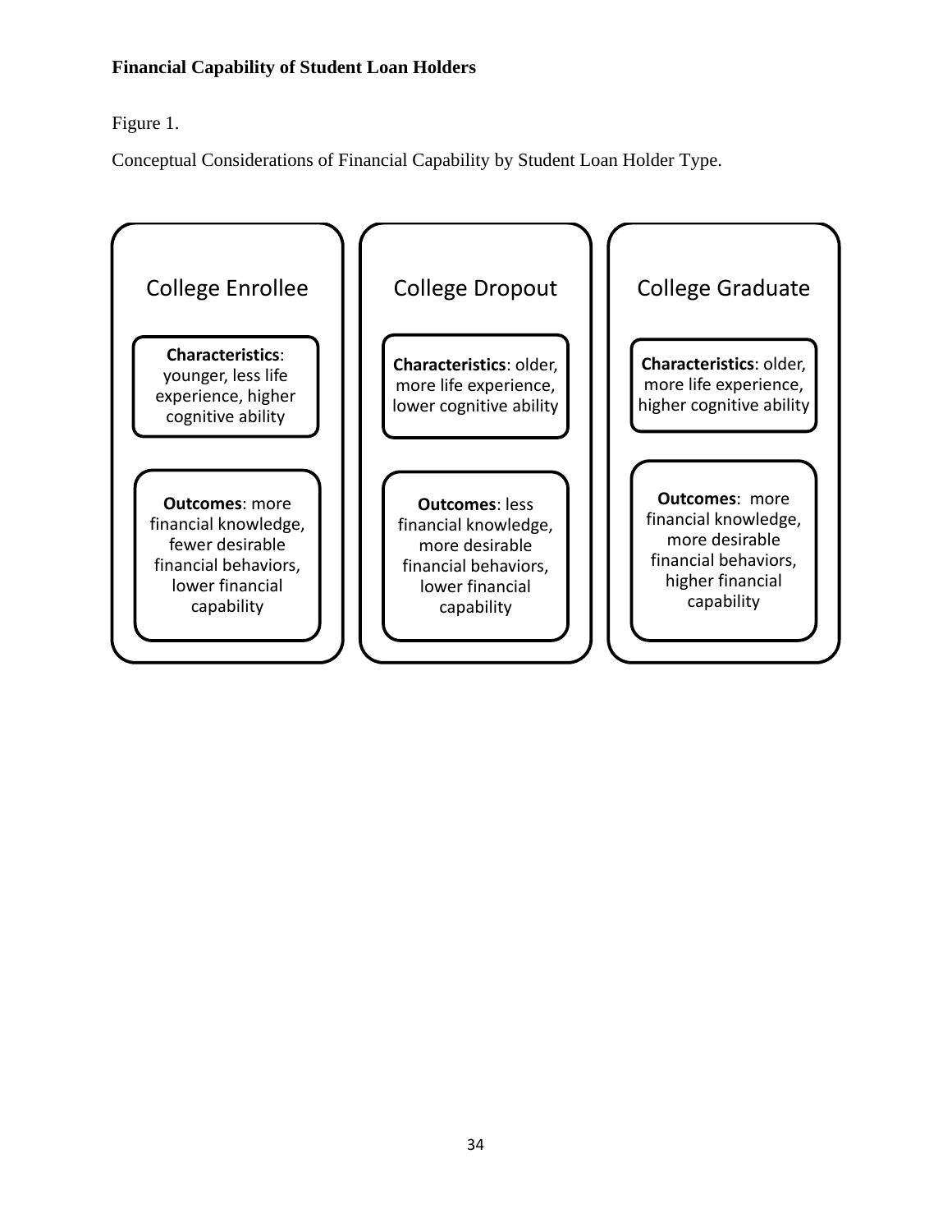**Financial Capability of Student Loan Holders**

Figure 1.

Conceptual Considerations of Financial Capability by Student Loan Holder Type.

College Enrollee

**Characteristics**: younger, less life experience, higher cognitive ability

**Outcomes**: more financial knowledge, fewer desirable financial behaviors, lower financial capability

College Dropout

**Characteristics**: older, more life experience, lower cognitive ability

**Outcomes**: less financial knowledge, more desirable financial behaviors, lower financial capability

College Graduate

**Characteristics**: older, more life experience, higher cognitive ability

**Outcomes**: more financial knowledge, more desirable financial behaviors, higher financial capability